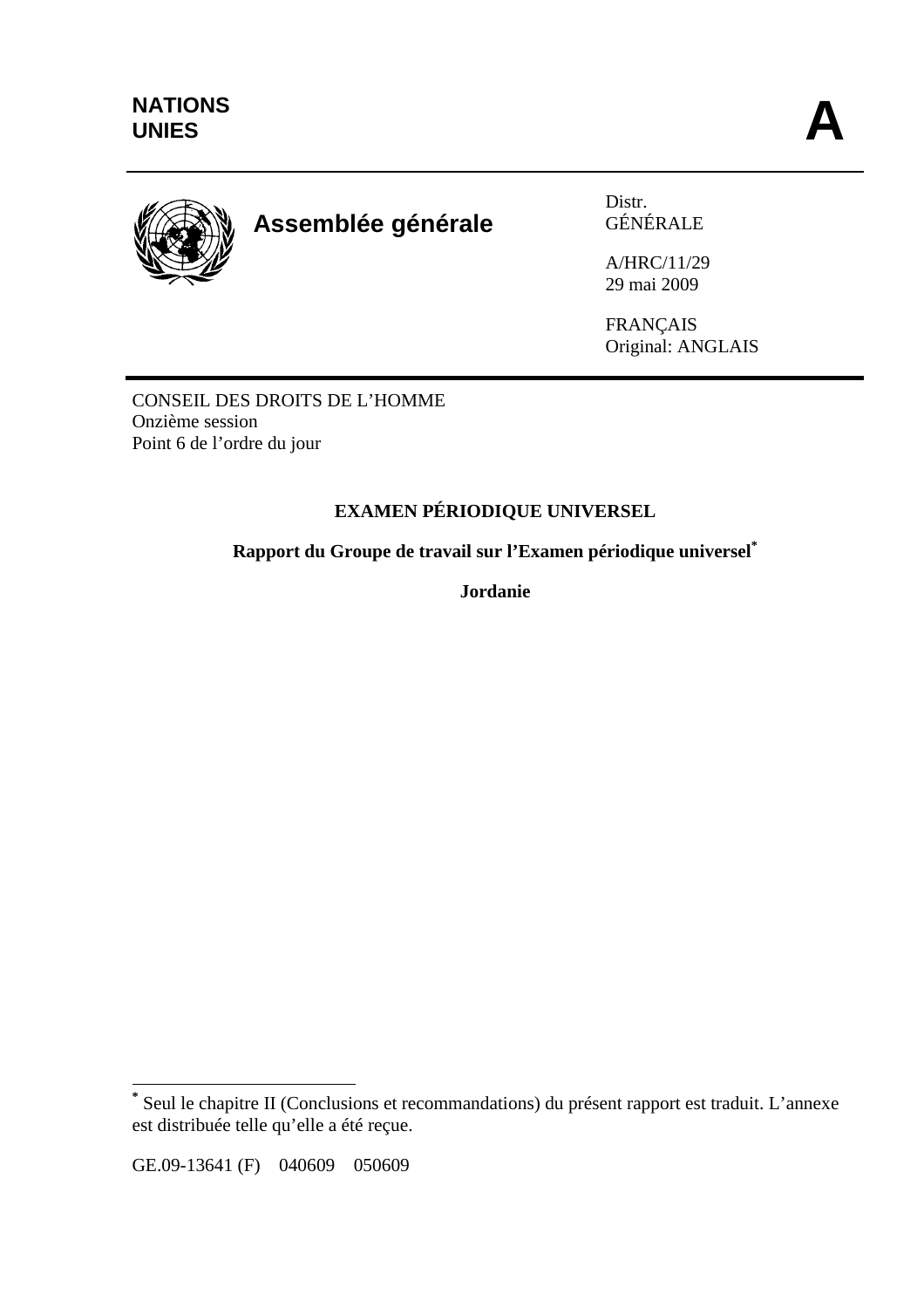NATIONS
UNIES

A

**Assemblée générale**

Distr.
GÉNÉRALE

A/HRC/11/29
29 mai 2009

FRANÇAIS
Original: ANGLAIS

CONSEIL DES DROITS DE L'HOMME
Onzième session
Point 6 de l'ordre du jour

## EXAMEN PÉRIODIQUE UNIVERSEL

### Rapport du Groupe de travail sur l'Examen périodique universel*

### Jordanie

* Seul le chapitre II (Conclusions et recommandations) du présent rapport est traduit. L'annexe est distribuée telle qu'elle a été reçue.

GE.09-13641 (F) 040609 050609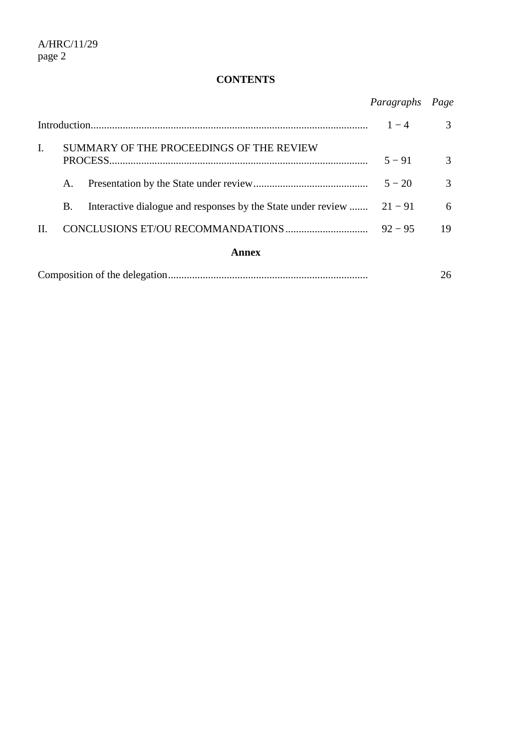## CONTENTS

| | *Paragraphs* | *Page* |
|---|---|---|
| Introduction | 1 − 4 | 3 |
| I. SUMMARY OF THE PROCEEDINGS OF THE REVIEW PROCESS | 5 − 91 | 3 |
| A. Presentation by the State under review | 5 − 20 | 3 |
| B. Interactive dialogue and responses by the State under review | 21 − 91 | 6 |
| II. CONCLUSIONS ET/OU RECOMMANDATIONS | 92 − 95 | 19 |

**Annex**

| | | |
|---|---|---|
| Composition of the delegation | | 26 |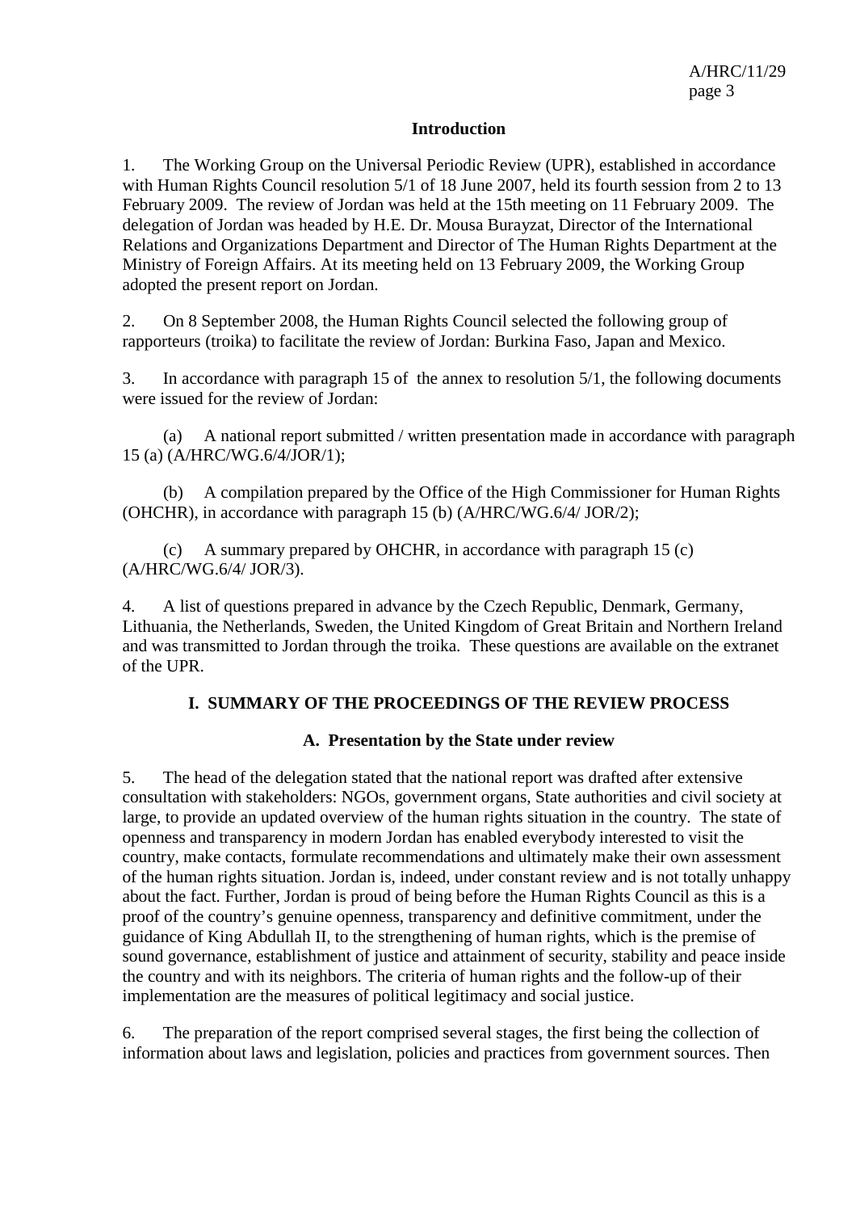## Introduction

1. The Working Group on the Universal Periodic Review (UPR), established in accordance with Human Rights Council resolution 5/1 of 18 June 2007, held its fourth session from 2 to 13 February 2009. The review of Jordan was held at the 15th meeting on 11 February 2009. The delegation of Jordan was headed by H.E. Dr. Mousa Burayzat, Director of the International Relations and Organizations Department and Director of The Human Rights Department at the Ministry of Foreign Affairs. At its meeting held on 13 February 2009, the Working Group adopted the present report on Jordan.

2. On 8 September 2008, the Human Rights Council selected the following group of rapporteurs (troika) to facilitate the review of Jordan: Burkina Faso, Japan and Mexico.

3. In accordance with paragraph 15 of the annex to resolution 5/1, the following documents were issued for the review of Jordan:

(a) A national report submitted / written presentation made in accordance with paragraph 15 (a) (A/HRC/WG.6/4/JOR/1);

(b) A compilation prepared by the Office of the High Commissioner for Human Rights (OHCHR), in accordance with paragraph 15 (b) (A/HRC/WG.6/4/ JOR/2);

(c) A summary prepared by OHCHR, in accordance with paragraph 15 (c) (A/HRC/WG.6/4/ JOR/3).

4. A list of questions prepared in advance by the Czech Republic, Denmark, Germany, Lithuania, the Netherlands, Sweden, the United Kingdom of Great Britain and Northern Ireland and was transmitted to Jordan through the troika. These questions are available on the extranet of the UPR.

## I. SUMMARY OF THE PROCEEDINGS OF THE REVIEW PROCESS

### A. Presentation by the State under review

5. The head of the delegation stated that the national report was drafted after extensive consultation with stakeholders: NGOs, government organs, State authorities and civil society at large, to provide an updated overview of the human rights situation in the country. The state of openness and transparency in modern Jordan has enabled everybody interested to visit the country, make contacts, formulate recommendations and ultimately make their own assessment of the human rights situation. Jordan is, indeed, under constant review and is not totally unhappy about the fact. Further, Jordan is proud of being before the Human Rights Council as this is a proof of the country's genuine openness, transparency and definitive commitment, under the guidance of King Abdullah II, to the strengthening of human rights, which is the premise of sound governance, establishment of justice and attainment of security, stability and peace inside the country and with its neighbors. The criteria of human rights and the follow-up of their implementation are the measures of political legitimacy and social justice.

6. The preparation of the report comprised several stages, the first being the collection of information about laws and legislation, policies and practices from government sources. Then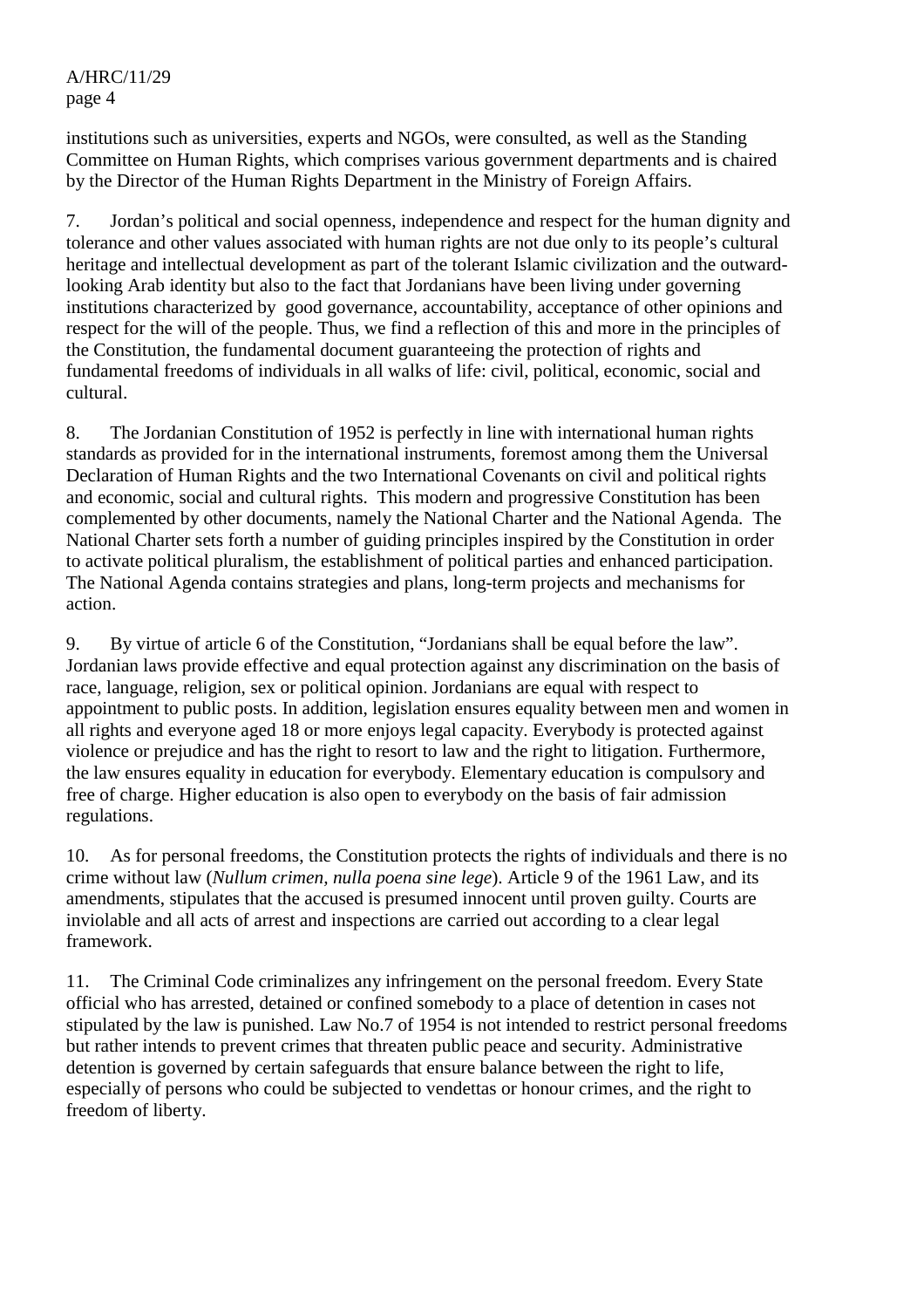institutions such as universities, experts and NGOs, were consulted, as well as the Standing Committee on Human Rights, which comprises various government departments and is chaired by the Director of the Human Rights Department in the Ministry of Foreign Affairs.

7. Jordan's political and social openness, independence and respect for the human dignity and tolerance and other values associated with human rights are not due only to its people's cultural heritage and intellectual development as part of the tolerant Islamic civilization and the outward-looking Arab identity but also to the fact that Jordanians have been living under governing institutions characterized by good governance, accountability, acceptance of other opinions and respect for the will of the people. Thus, we find a reflection of this and more in the principles of the Constitution, the fundamental document guaranteeing the protection of rights and fundamental freedoms of individuals in all walks of life: civil, political, economic, social and cultural.

8. The Jordanian Constitution of 1952 is perfectly in line with international human rights standards as provided for in the international instruments, foremost among them the Universal Declaration of Human Rights and the two International Covenants on civil and political rights and economic, social and cultural rights. This modern and progressive Constitution has been complemented by other documents, namely the National Charter and the National Agenda. The National Charter sets forth a number of guiding principles inspired by the Constitution in order to activate political pluralism, the establishment of political parties and enhanced participation. The National Agenda contains strategies and plans, long-term projects and mechanisms for action.

9. By virtue of article 6 of the Constitution, "Jordanians shall be equal before the law". Jordanian laws provide effective and equal protection against any discrimination on the basis of race, language, religion, sex or political opinion. Jordanians are equal with respect to appointment to public posts. In addition, legislation ensures equality between men and women in all rights and everyone aged 18 or more enjoys legal capacity. Everybody is protected against violence or prejudice and has the right to resort to law and the right to litigation. Furthermore, the law ensures equality in education for everybody. Elementary education is compulsory and free of charge. Higher education is also open to everybody on the basis of fair admission regulations.

10. As for personal freedoms, the Constitution protects the rights of individuals and there is no crime without law (*Nullum crimen, nulla poena sine lege*). Article 9 of the 1961 Law, and its amendments, stipulates that the accused is presumed innocent until proven guilty. Courts are inviolable and all acts of arrest and inspections are carried out according to a clear legal framework.

11. The Criminal Code criminalizes any infringement on the personal freedom. Every State official who has arrested, detained or confined somebody to a place of detention in cases not stipulated by the law is punished. Law No.7 of 1954 is not intended to restrict personal freedoms but rather intends to prevent crimes that threaten public peace and security. Administrative detention is governed by certain safeguards that ensure balance between the right to life, especially of persons who could be subjected to vendettas or honour crimes, and the right to freedom of liberty.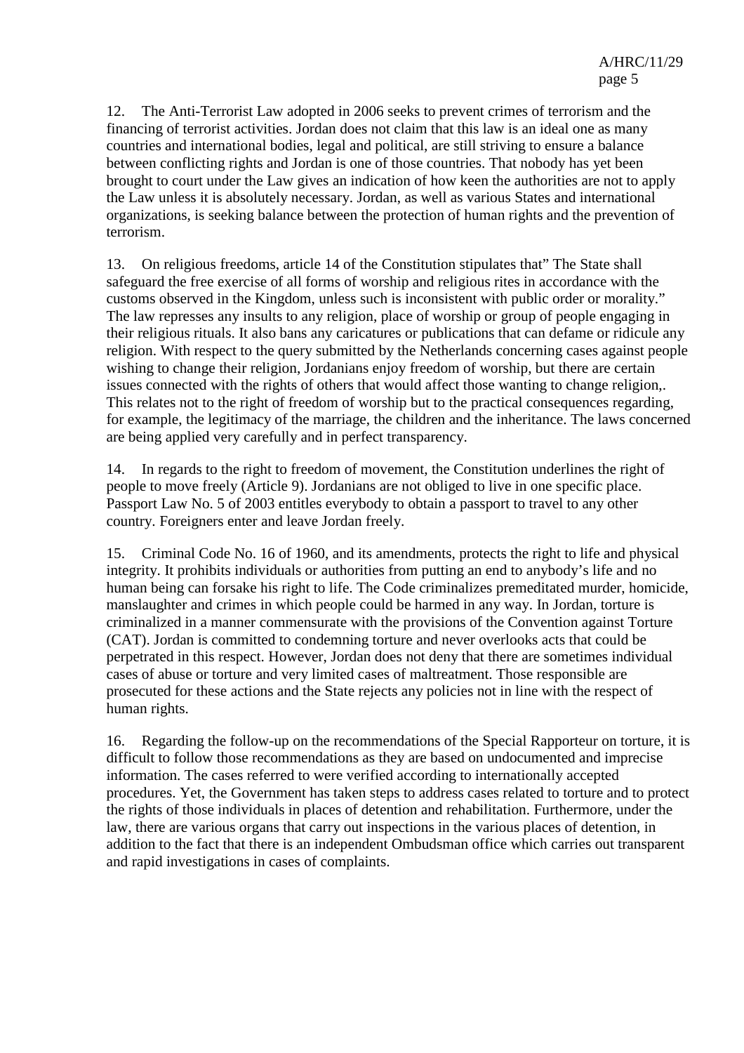12. The Anti-Terrorist Law adopted in 2006 seeks to prevent crimes of terrorism and the financing of terrorist activities. Jordan does not claim that this law is an ideal one as many countries and international bodies, legal and political, are still striving to ensure a balance between conflicting rights and Jordan is one of those countries. That nobody has yet been brought to court under the Law gives an indication of how keen the authorities are not to apply the Law unless it is absolutely necessary. Jordan, as well as various States and international organizations, is seeking balance between the protection of human rights and the prevention of terrorism.

13. On religious freedoms, article 14 of the Constitution stipulates that" The State shall safeguard the free exercise of all forms of worship and religious rites in accordance with the customs observed in the Kingdom, unless such is inconsistent with public order or morality." The law represses any insults to any religion, place of worship or group of people engaging in their religious rituals. It also bans any caricatures or publications that can defame or ridicule any religion. With respect to the query submitted by the Netherlands concerning cases against people wishing to change their religion, Jordanians enjoy freedom of worship, but there are certain issues connected with the rights of others that would affect those wanting to change religion,. This relates not to the right of freedom of worship but to the practical consequences regarding, for example, the legitimacy of the marriage, the children and the inheritance. The laws concerned are being applied very carefully and in perfect transparency.

14. In regards to the right to freedom of movement, the Constitution underlines the right of people to move freely (Article 9). Jordanians are not obliged to live in one specific place. Passport Law No. 5 of 2003 entitles everybody to obtain a passport to travel to any other country. Foreigners enter and leave Jordan freely.

15. Criminal Code No. 16 of 1960, and its amendments, protects the right to life and physical integrity. It prohibits individuals or authorities from putting an end to anybody's life and no human being can forsake his right to life. The Code criminalizes premeditated murder, homicide, manslaughter and crimes in which people could be harmed in any way. In Jordan, torture is criminalized in a manner commensurate with the provisions of the Convention against Torture (CAT). Jordan is committed to condemning torture and never overlooks acts that could be perpetrated in this respect. However, Jordan does not deny that there are sometimes individual cases of abuse or torture and very limited cases of maltreatment. Those responsible are prosecuted for these actions and the State rejects any policies not in line with the respect of human rights.

16. Regarding the follow-up on the recommendations of the Special Rapporteur on torture, it is difficult to follow those recommendations as they are based on undocumented and imprecise information. The cases referred to were verified according to internationally accepted procedures. Yet, the Government has taken steps to address cases related to torture and to protect the rights of those individuals in places of detention and rehabilitation. Furthermore, under the law, there are various organs that carry out inspections in the various places of detention, in addition to the fact that there is an independent Ombudsman office which carries out transparent and rapid investigations in cases of complaints.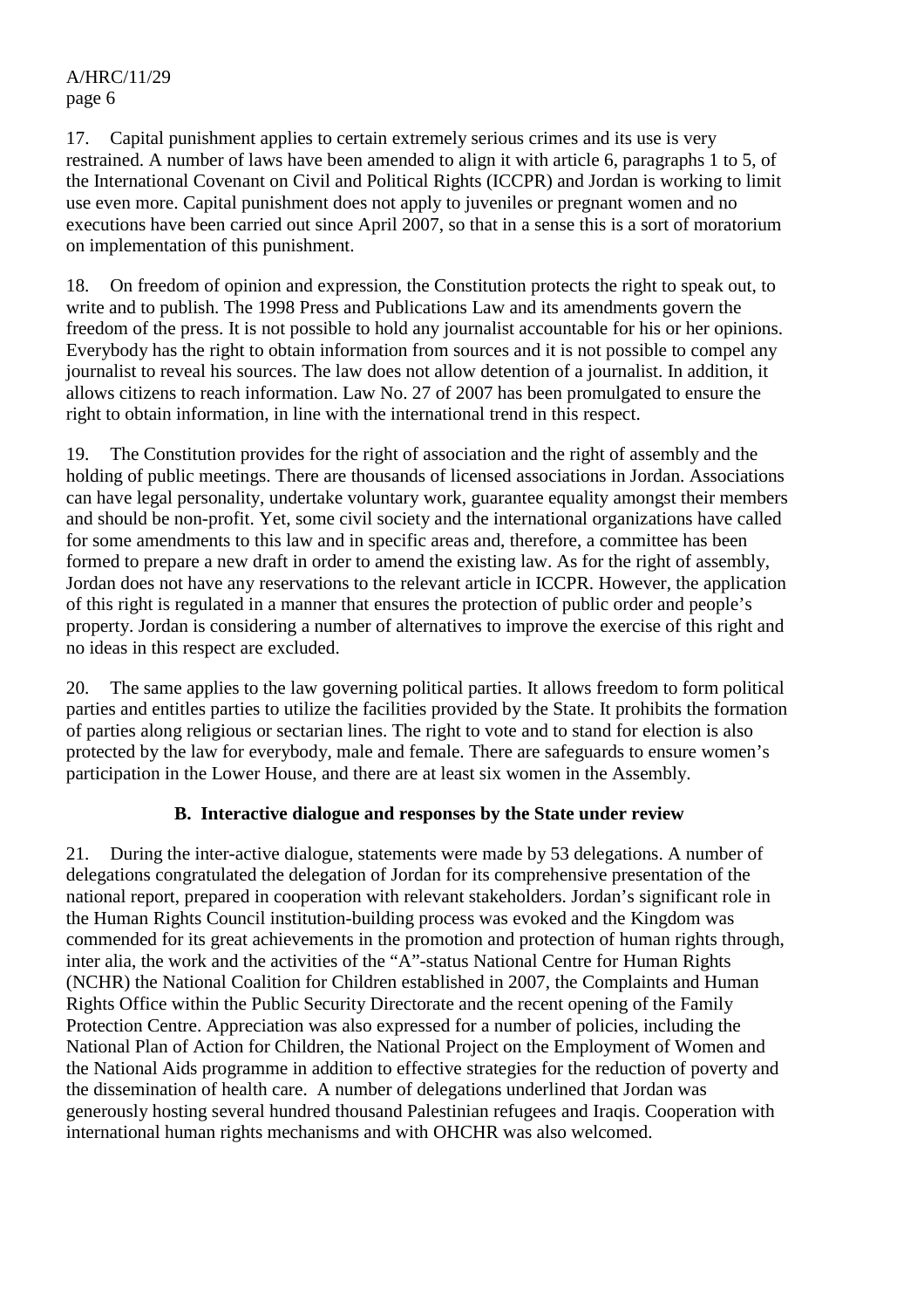17. Capital punishment applies to certain extremely serious crimes and its use is very restrained. A number of laws have been amended to align it with article 6, paragraphs 1 to 5, of the International Covenant on Civil and Political Rights (ICCPR) and Jordan is working to limit use even more. Capital punishment does not apply to juveniles or pregnant women and no executions have been carried out since April 2007, so that in a sense this is a sort of moratorium on implementation of this punishment.

18. On freedom of opinion and expression, the Constitution protects the right to speak out, to write and to publish. The 1998 Press and Publications Law and its amendments govern the freedom of the press. It is not possible to hold any journalist accountable for his or her opinions. Everybody has the right to obtain information from sources and it is not possible to compel any journalist to reveal his sources. The law does not allow detention of a journalist. In addition, it allows citizens to reach information. Law No. 27 of 2007 has been promulgated to ensure the right to obtain information, in line with the international trend in this respect.

19. The Constitution provides for the right of association and the right of assembly and the holding of public meetings. There are thousands of licensed associations in Jordan. Associations can have legal personality, undertake voluntary work, guarantee equality amongst their members and should be non-profit. Yet, some civil society and the international organizations have called for some amendments to this law and in specific areas and, therefore, a committee has been formed to prepare a new draft in order to amend the existing law. As for the right of assembly, Jordan does not have any reservations to the relevant article in ICCPR. However, the application of this right is regulated in a manner that ensures the protection of public order and people's property. Jordan is considering a number of alternatives to improve the exercise of this right and no ideas in this respect are excluded.

20. The same applies to the law governing political parties. It allows freedom to form political parties and entitles parties to utilize the facilities provided by the State. It prohibits the formation of parties along religious or sectarian lines. The right to vote and to stand for election is also protected by the law for everybody, male and female. There are safeguards to ensure women's participation in the Lower House, and there are at least six women in the Assembly.

### B. Interactive dialogue and responses by the State under review

21. During the inter-active dialogue, statements were made by 53 delegations. A number of delegations congratulated the delegation of Jordan for its comprehensive presentation of the national report, prepared in cooperation with relevant stakeholders. Jordan's significant role in the Human Rights Council institution-building process was evoked and the Kingdom was commended for its great achievements in the promotion and protection of human rights through, inter alia, the work and the activities of the "A"-status National Centre for Human Rights (NCHR) the National Coalition for Children established in 2007, the Complaints and Human Rights Office within the Public Security Directorate and the recent opening of the Family Protection Centre. Appreciation was also expressed for a number of policies, including the National Plan of Action for Children, the National Project on the Employment of Women and the National Aids programme in addition to effective strategies for the reduction of poverty and the dissemination of health care. A number of delegations underlined that Jordan was generously hosting several hundred thousand Palestinian refugees and Iraqis. Cooperation with international human rights mechanisms and with OHCHR was also welcomed.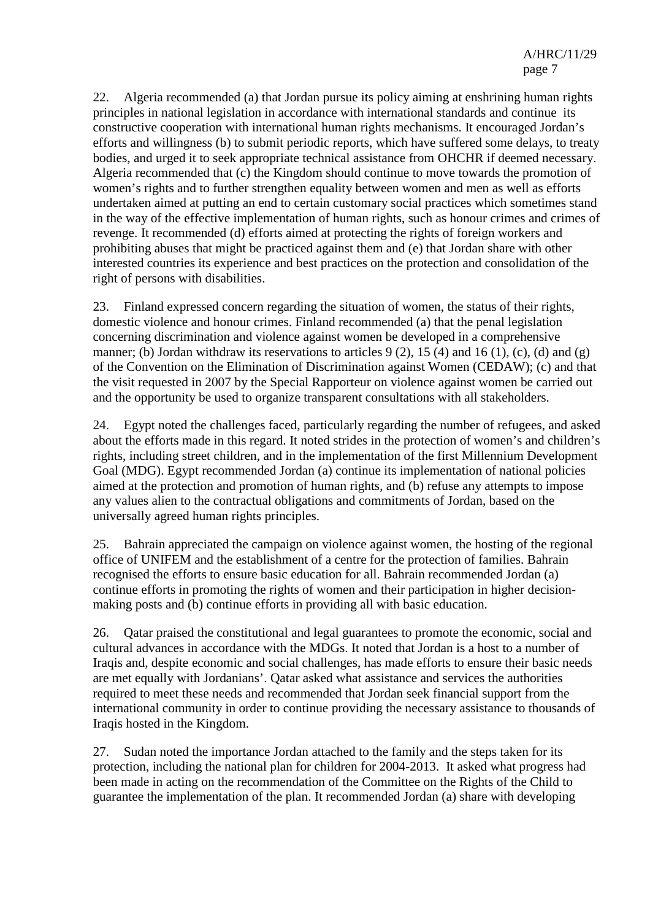22. Algeria recommended (a) that Jordan pursue its policy aiming at enshrining human rights principles in national legislation in accordance with international standards and continue its constructive cooperation with international human rights mechanisms. It encouraged Jordan's efforts and willingness (b) to submit periodic reports, which have suffered some delays, to treaty bodies, and urged it to seek appropriate technical assistance from OHCHR if deemed necessary. Algeria recommended that (c) the Kingdom should continue to move towards the promotion of women's rights and to further strengthen equality between women and men as well as efforts undertaken aimed at putting an end to certain customary social practices which sometimes stand in the way of the effective implementation of human rights, such as honour crimes and crimes of revenge. It recommended (d) efforts aimed at protecting the rights of foreign workers and prohibiting abuses that might be practiced against them and (e) that Jordan share with other interested countries its experience and best practices on the protection and consolidation of the right of persons with disabilities.

23. Finland expressed concern regarding the situation of women, the status of their rights, domestic violence and honour crimes. Finland recommended (a) that the penal legislation concerning discrimination and violence against women be developed in a comprehensive manner; (b) Jordan withdraw its reservations to articles 9 (2), 15 (4) and 16 (1), (c), (d) and (g) of the Convention on the Elimination of Discrimination against Women (CEDAW); (c) and that the visit requested in 2007 by the Special Rapporteur on violence against women be carried out and the opportunity be used to organize transparent consultations with all stakeholders.

24. Egypt noted the challenges faced, particularly regarding the number of refugees, and asked about the efforts made in this regard. It noted strides in the protection of women's and children's rights, including street children, and in the implementation of the first Millennium Development Goal (MDG). Egypt recommended Jordan (a) continue its implementation of national policies aimed at the protection and promotion of human rights, and (b) refuse any attempts to impose any values alien to the contractual obligations and commitments of Jordan, based on the universally agreed human rights principles.

25. Bahrain appreciated the campaign on violence against women, the hosting of the regional office of UNIFEM and the establishment of a centre for the protection of families. Bahrain recognised the efforts to ensure basic education for all. Bahrain recommended Jordan (a) continue efforts in promoting the rights of women and their participation in higher decision-making posts and (b) continue efforts in providing all with basic education.

26. Qatar praised the constitutional and legal guarantees to promote the economic, social and cultural advances in accordance with the MDGs. It noted that Jordan is a host to a number of Iraqis and, despite economic and social challenges, has made efforts to ensure their basic needs are met equally with Jordanians'. Qatar asked what assistance and services the authorities required to meet these needs and recommended that Jordan seek financial support from the international community in order to continue providing the necessary assistance to thousands of Iraqis hosted in the Kingdom.

27. Sudan noted the importance Jordan attached to the family and the steps taken for its protection, including the national plan for children for 2004-2013. It asked what progress had been made in acting on the recommendation of the Committee on the Rights of the Child to guarantee the implementation of the plan. It recommended Jordan (a) share with developing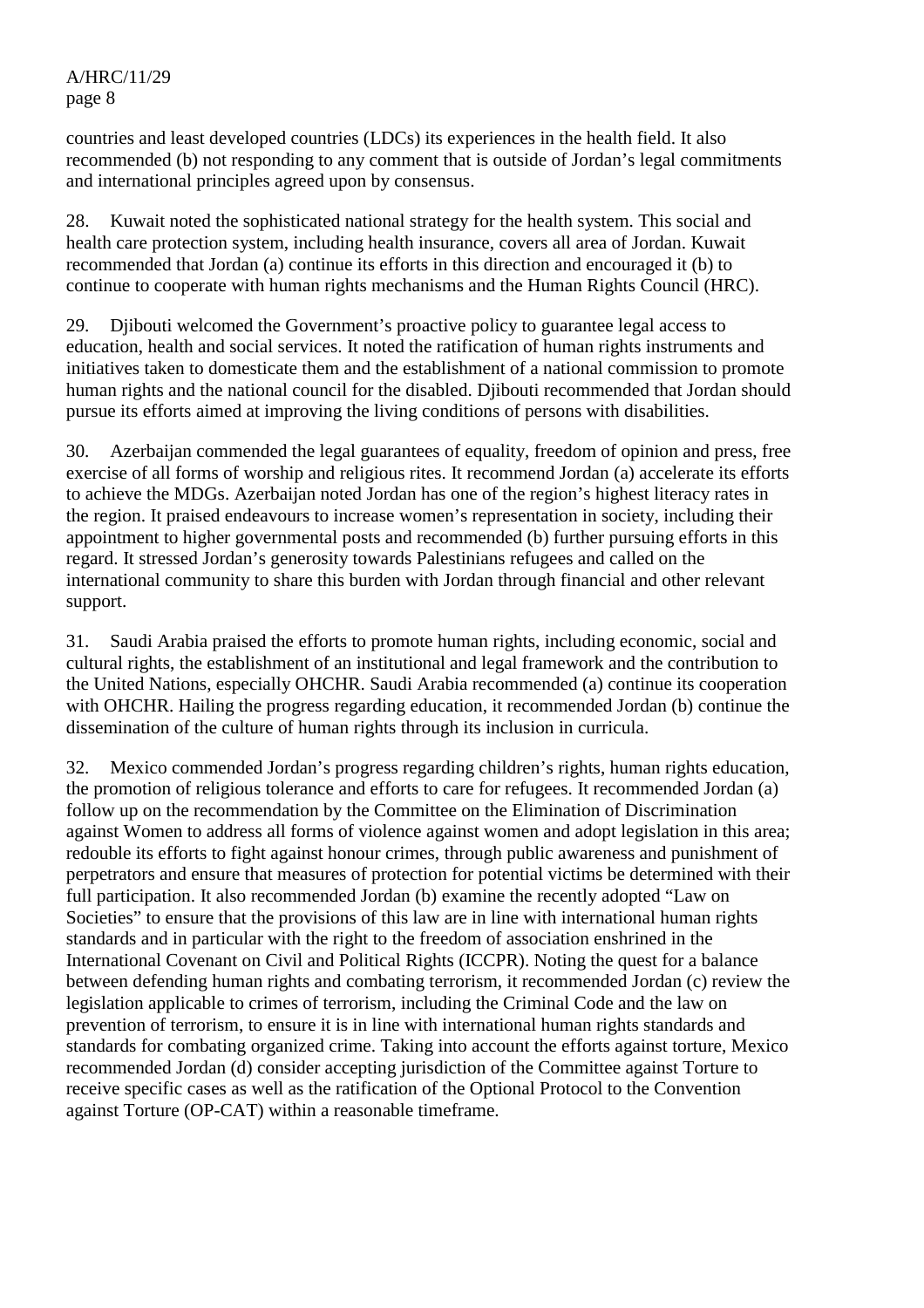countries and least developed countries (LDCs) its experiences in the health field. It also recommended (b) not responding to any comment that is outside of Jordan's legal commitments and international principles agreed upon by consensus.

28. Kuwait noted the sophisticated national strategy for the health system. This social and health care protection system, including health insurance, covers all area of Jordan. Kuwait recommended that Jordan (a) continue its efforts in this direction and encouraged it (b) to continue to cooperate with human rights mechanisms and the Human Rights Council (HRC).

29. Djibouti welcomed the Government's proactive policy to guarantee legal access to education, health and social services. It noted the ratification of human rights instruments and initiatives taken to domesticate them and the establishment of a national commission to promote human rights and the national council for the disabled. Djibouti recommended that Jordan should pursue its efforts aimed at improving the living conditions of persons with disabilities.

30. Azerbaijan commended the legal guarantees of equality, freedom of opinion and press, free exercise of all forms of worship and religious rites. It recommend Jordan (a) accelerate its efforts to achieve the MDGs. Azerbaijan noted Jordan has one of the region's highest literacy rates in the region. It praised endeavours to increase women's representation in society, including their appointment to higher governmental posts and recommended (b) further pursuing efforts in this regard. It stressed Jordan's generosity towards Palestinians refugees and called on the international community to share this burden with Jordan through financial and other relevant support.

31. Saudi Arabia praised the efforts to promote human rights, including economic, social and cultural rights, the establishment of an institutional and legal framework and the contribution to the United Nations, especially OHCHR. Saudi Arabia recommended (a) continue its cooperation with OHCHR. Hailing the progress regarding education, it recommended Jordan (b) continue the dissemination of the culture of human rights through its inclusion in curricula.

32. Mexico commended Jordan's progress regarding children's rights, human rights education, the promotion of religious tolerance and efforts to care for refugees. It recommended Jordan (a) follow up on the recommendation by the Committee on the Elimination of Discrimination against Women to address all forms of violence against women and adopt legislation in this area; redouble its efforts to fight against honour crimes, through public awareness and punishment of perpetrators and ensure that measures of protection for potential victims be determined with their full participation. It also recommended Jordan (b) examine the recently adopted "Law on Societies" to ensure that the provisions of this law are in line with international human rights standards and in particular with the right to the freedom of association enshrined in the International Covenant on Civil and Political Rights (ICCPR). Noting the quest for a balance between defending human rights and combating terrorism, it recommended Jordan (c) review the legislation applicable to crimes of terrorism, including the Criminal Code and the law on prevention of terrorism, to ensure it is in line with international human rights standards and standards for combating organized crime. Taking into account the efforts against torture, Mexico recommended Jordan (d) consider accepting jurisdiction of the Committee against Torture to receive specific cases as well as the ratification of the Optional Protocol to the Convention against Torture (OP-CAT) within a reasonable timeframe.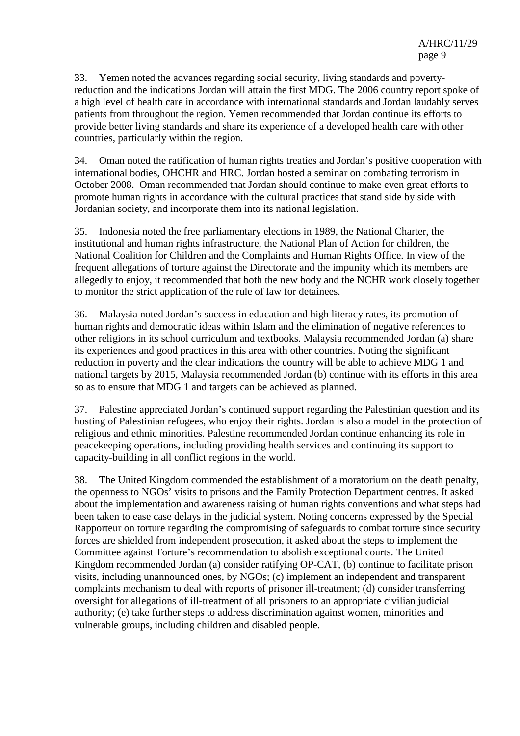33. Yemen noted the advances regarding social security, living standards and poverty-reduction and the indications Jordan will attain the first MDG. The 2006 country report spoke of a high level of health care in accordance with international standards and Jordan laudably serves patients from throughout the region. Yemen recommended that Jordan continue its efforts to provide better living standards and share its experience of a developed health care with other countries, particularly within the region.

34. Oman noted the ratification of human rights treaties and Jordan's positive cooperation with international bodies, OHCHR and HRC. Jordan hosted a seminar on combating terrorism in October 2008. Oman recommended that Jordan should continue to make even great efforts to promote human rights in accordance with the cultural practices that stand side by side with Jordanian society, and incorporate them into its national legislation.

35. Indonesia noted the free parliamentary elections in 1989, the National Charter, the institutional and human rights infrastructure, the National Plan of Action for children, the National Coalition for Children and the Complaints and Human Rights Office. In view of the frequent allegations of torture against the Directorate and the impunity which its members are allegedly to enjoy, it recommended that both the new body and the NCHR work closely together to monitor the strict application of the rule of law for detainees.

36. Malaysia noted Jordan's success in education and high literacy rates, its promotion of human rights and democratic ideas within Islam and the elimination of negative references to other religions in its school curriculum and textbooks. Malaysia recommended Jordan (a) share its experiences and good practices in this area with other countries. Noting the significant reduction in poverty and the clear indications the country will be able to achieve MDG 1 and national targets by 2015, Malaysia recommended Jordan (b) continue with its efforts in this area so as to ensure that MDG 1 and targets can be achieved as planned.

37. Palestine appreciated Jordan's continued support regarding the Palestinian question and its hosting of Palestinian refugees, who enjoy their rights. Jordan is also a model in the protection of religious and ethnic minorities. Palestine recommended Jordan continue enhancing its role in peacekeeping operations, including providing health services and continuing its support to capacity-building in all conflict regions in the world.

38. The United Kingdom commended the establishment of a moratorium on the death penalty, the openness to NGOs' visits to prisons and the Family Protection Department centres. It asked about the implementation and awareness raising of human rights conventions and what steps had been taken to ease case delays in the judicial system. Noting concerns expressed by the Special Rapporteur on torture regarding the compromising of safeguards to combat torture since security forces are shielded from independent prosecution, it asked about the steps to implement the Committee against Torture's recommendation to abolish exceptional courts. The United Kingdom recommended Jordan (a) consider ratifying OP-CAT, (b) continue to facilitate prison visits, including unannounced ones, by NGOs; (c) implement an independent and transparent complaints mechanism to deal with reports of prisoner ill-treatment; (d) consider transferring oversight for allegations of ill-treatment of all prisoners to an appropriate civilian judicial authority; (e) take further steps to address discrimination against women, minorities and vulnerable groups, including children and disabled people.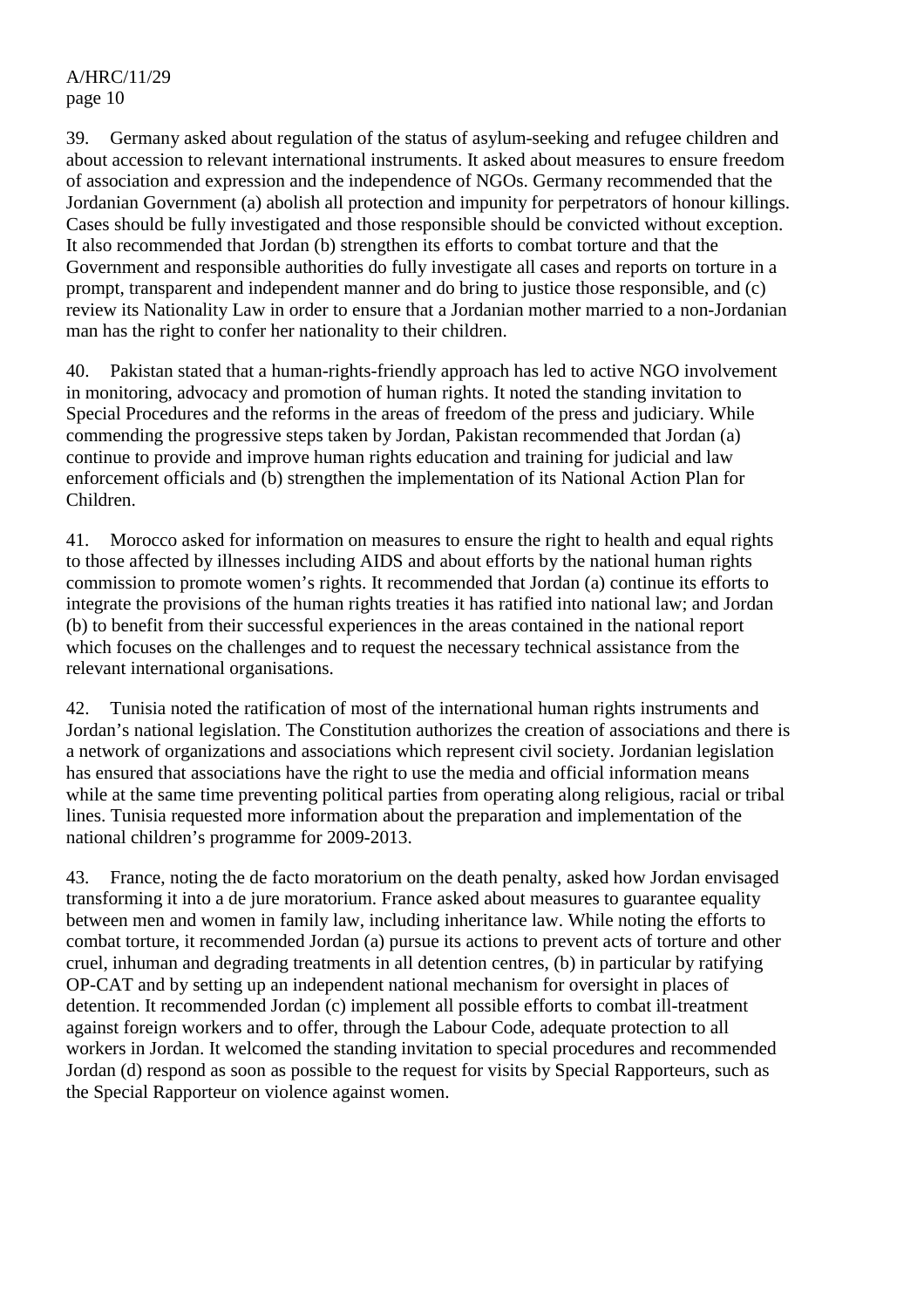39. Germany asked about regulation of the status of asylum-seeking and refugee children and about accession to relevant international instruments. It asked about measures to ensure freedom of association and expression and the independence of NGOs. Germany recommended that the Jordanian Government (a) abolish all protection and impunity for perpetrators of honour killings. Cases should be fully investigated and those responsible should be convicted without exception. It also recommended that Jordan (b) strengthen its efforts to combat torture and that the Government and responsible authorities do fully investigate all cases and reports on torture in a prompt, transparent and independent manner and do bring to justice those responsible, and (c) review its Nationality Law in order to ensure that a Jordanian mother married to a non-Jordanian man has the right to confer her nationality to their children.

40. Pakistan stated that a human-rights-friendly approach has led to active NGO involvement in monitoring, advocacy and promotion of human rights. It noted the standing invitation to Special Procedures and the reforms in the areas of freedom of the press and judiciary. While commending the progressive steps taken by Jordan, Pakistan recommended that Jordan (a) continue to provide and improve human rights education and training for judicial and law enforcement officials and (b) strengthen the implementation of its National Action Plan for Children.

41. Morocco asked for information on measures to ensure the right to health and equal rights to those affected by illnesses including AIDS and about efforts by the national human rights commission to promote women's rights. It recommended that Jordan (a) continue its efforts to integrate the provisions of the human rights treaties it has ratified into national law; and Jordan (b) to benefit from their successful experiences in the areas contained in the national report which focuses on the challenges and to request the necessary technical assistance from the relevant international organisations.

42. Tunisia noted the ratification of most of the international human rights instruments and Jordan's national legislation. The Constitution authorizes the creation of associations and there is a network of organizations and associations which represent civil society. Jordanian legislation has ensured that associations have the right to use the media and official information means while at the same time preventing political parties from operating along religious, racial or tribal lines. Tunisia requested more information about the preparation and implementation of the national children's programme for 2009-2013.

43. France, noting the de facto moratorium on the death penalty, asked how Jordan envisaged transforming it into a de jure moratorium. France asked about measures to guarantee equality between men and women in family law, including inheritance law. While noting the efforts to combat torture, it recommended Jordan (a) pursue its actions to prevent acts of torture and other cruel, inhuman and degrading treatments in all detention centres, (b) in particular by ratifying OP-CAT and by setting up an independent national mechanism for oversight in places of detention. It recommended Jordan (c) implement all possible efforts to combat ill-treatment against foreign workers and to offer, through the Labour Code, adequate protection to all workers in Jordan. It welcomed the standing invitation to special procedures and recommended Jordan (d) respond as soon as possible to the request for visits by Special Rapporteurs, such as the Special Rapporteur on violence against women.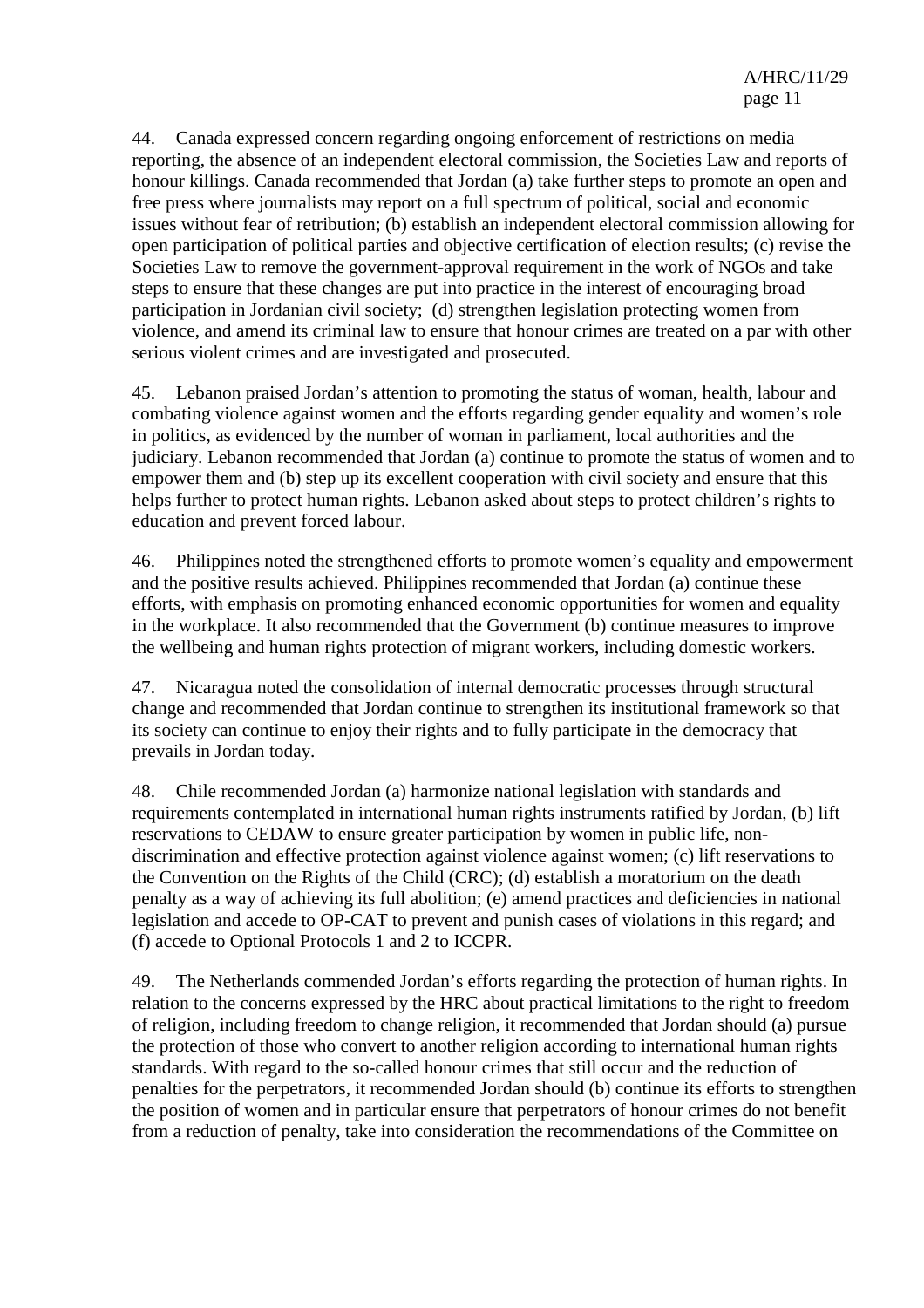44. Canada expressed concern regarding ongoing enforcement of restrictions on media reporting, the absence of an independent electoral commission, the Societies Law and reports of honour killings. Canada recommended that Jordan (a) take further steps to promote an open and free press where journalists may report on a full spectrum of political, social and economic issues without fear of retribution; (b) establish an independent electoral commission allowing for open participation of political parties and objective certification of election results; (c) revise the Societies Law to remove the government-approval requirement in the work of NGOs and take steps to ensure that these changes are put into practice in the interest of encouraging broad participation in Jordanian civil society; (d) strengthen legislation protecting women from violence, and amend its criminal law to ensure that honour crimes are treated on a par with other serious violent crimes and are investigated and prosecuted.

45. Lebanon praised Jordan's attention to promoting the status of woman, health, labour and combating violence against women and the efforts regarding gender equality and women's role in politics, as evidenced by the number of woman in parliament, local authorities and the judiciary. Lebanon recommended that Jordan (a) continue to promote the status of women and to empower them and (b) step up its excellent cooperation with civil society and ensure that this helps further to protect human rights. Lebanon asked about steps to protect children's rights to education and prevent forced labour.

46. Philippines noted the strengthened efforts to promote women's equality and empowerment and the positive results achieved. Philippines recommended that Jordan (a) continue these efforts, with emphasis on promoting enhanced economic opportunities for women and equality in the workplace. It also recommended that the Government (b) continue measures to improve the wellbeing and human rights protection of migrant workers, including domestic workers.

47. Nicaragua noted the consolidation of internal democratic processes through structural change and recommended that Jordan continue to strengthen its institutional framework so that its society can continue to enjoy their rights and to fully participate in the democracy that prevails in Jordan today.

48. Chile recommended Jordan (a) harmonize national legislation with standards and requirements contemplated in international human rights instruments ratified by Jordan, (b) lift reservations to CEDAW to ensure greater participation by women in public life, non-discrimination and effective protection against violence against women; (c) lift reservations to the Convention on the Rights of the Child (CRC); (d) establish a moratorium on the death penalty as a way of achieving its full abolition; (e) amend practices and deficiencies in national legislation and accede to OP-CAT to prevent and punish cases of violations in this regard; and (f) accede to Optional Protocols 1 and 2 to ICCPR.

49. The Netherlands commended Jordan's efforts regarding the protection of human rights. In relation to the concerns expressed by the HRC about practical limitations to the right to freedom of religion, including freedom to change religion, it recommended that Jordan should (a) pursue the protection of those who convert to another religion according to international human rights standards. With regard to the so-called honour crimes that still occur and the reduction of penalties for the perpetrators, it recommended Jordan should (b) continue its efforts to strengthen the position of women and in particular ensure that perpetrators of honour crimes do not benefit from a reduction of penalty, take into consideration the recommendations of the Committee on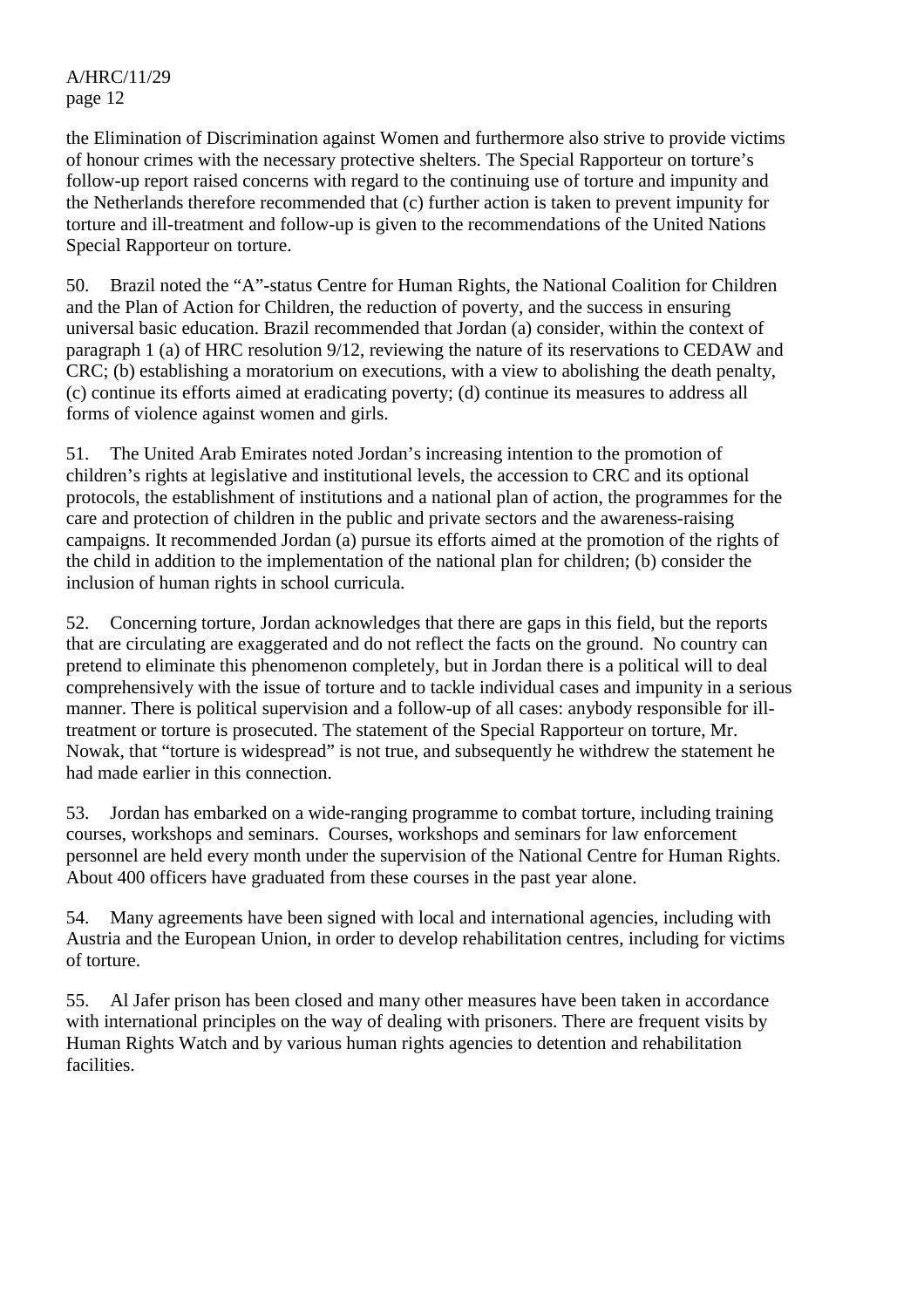the Elimination of Discrimination against Women and furthermore also strive to provide victims of honour crimes with the necessary protective shelters. The Special Rapporteur on torture's follow-up report raised concerns with regard to the continuing use of torture and impunity and the Netherlands therefore recommended that (c) further action is taken to prevent impunity for torture and ill-treatment and follow-up is given to the recommendations of the United Nations Special Rapporteur on torture.

50. Brazil noted the "A"-status Centre for Human Rights, the National Coalition for Children and the Plan of Action for Children, the reduction of poverty, and the success in ensuring universal basic education. Brazil recommended that Jordan (a) consider, within the context of paragraph 1 (a) of HRC resolution 9/12, reviewing the nature of its reservations to CEDAW and CRC; (b) establishing a moratorium on executions, with a view to abolishing the death penalty, (c) continue its efforts aimed at eradicating poverty; (d) continue its measures to address all forms of violence against women and girls.

51. The United Arab Emirates noted Jordan's increasing intention to the promotion of children's rights at legislative and institutional levels, the accession to CRC and its optional protocols, the establishment of institutions and a national plan of action, the programmes for the care and protection of children in the public and private sectors and the awareness-raising campaigns. It recommended Jordan (a) pursue its efforts aimed at the promotion of the rights of the child in addition to the implementation of the national plan for children; (b) consider the inclusion of human rights in school curricula.

52. Concerning torture, Jordan acknowledges that there are gaps in this field, but the reports that are circulating are exaggerated and do not reflect the facts on the ground. No country can pretend to eliminate this phenomenon completely, but in Jordan there is a political will to deal comprehensively with the issue of torture and to tackle individual cases and impunity in a serious manner. There is political supervision and a follow-up of all cases: anybody responsible for ill-treatment or torture is prosecuted. The statement of the Special Rapporteur on torture, Mr. Nowak, that "torture is widespread" is not true, and subsequently he withdrew the statement he had made earlier in this connection.

53. Jordan has embarked on a wide-ranging programme to combat torture, including training courses, workshops and seminars. Courses, workshops and seminars for law enforcement personnel are held every month under the supervision of the National Centre for Human Rights. About 400 officers have graduated from these courses in the past year alone.

54. Many agreements have been signed with local and international agencies, including with Austria and the European Union, in order to develop rehabilitation centres, including for victims of torture.

55. Al Jafer prison has been closed and many other measures have been taken in accordance with international principles on the way of dealing with prisoners. There are frequent visits by Human Rights Watch and by various human rights agencies to detention and rehabilitation facilities.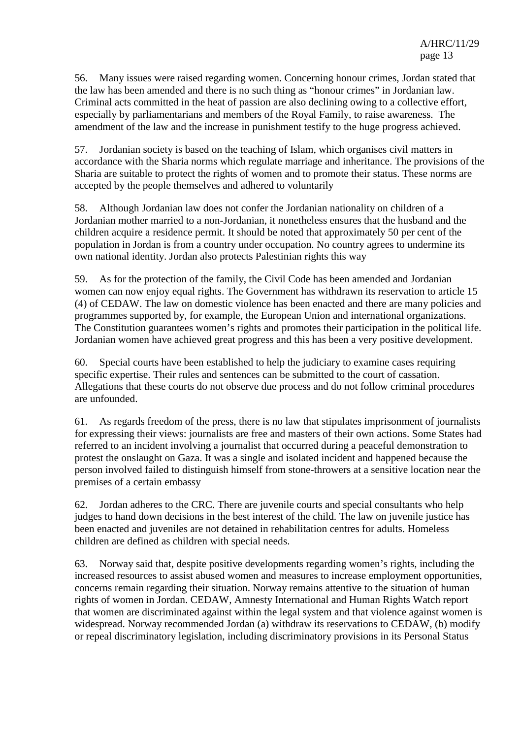56. Many issues were raised regarding women. Concerning honour crimes, Jordan stated that the law has been amended and there is no such thing as “honour crimes” in Jordanian law. Criminal acts committed in the heat of passion are also declining owing to a collective effort, especially by parliamentarians and members of the Royal Family, to raise awareness. The amendment of the law and the increase in punishment testify to the huge progress achieved.

57. Jordanian society is based on the teaching of Islam, which organises civil matters in accordance with the Sharia norms which regulate marriage and inheritance. The provisions of the Sharia are suitable to protect the rights of women and to promote their status. These norms are accepted by the people themselves and adhered to voluntarily

58. Although Jordanian law does not confer the Jordanian nationality on children of a Jordanian mother married to a non-Jordanian, it nonetheless ensures that the husband and the children acquire a residence permit. It should be noted that approximately 50 per cent of the population in Jordan is from a country under occupation. No country agrees to undermine its own national identity. Jordan also protects Palestinian rights this way

59. As for the protection of the family, the Civil Code has been amended and Jordanian women can now enjoy equal rights. The Government has withdrawn its reservation to article 15 (4) of CEDAW. The law on domestic violence has been enacted and there are many policies and programmes supported by, for example, the European Union and international organizations. The Constitution guarantees women’s rights and promotes their participation in the political life. Jordanian women have achieved great progress and this has been a very positive development.

60. Special courts have been established to help the judiciary to examine cases requiring specific expertise. Their rules and sentences can be submitted to the court of cassation. Allegations that these courts do not observe due process and do not follow criminal procedures are unfounded.

61. As regards freedom of the press, there is no law that stipulates imprisonment of journalists for expressing their views: journalists are free and masters of their own actions. Some States had referred to an incident involving a journalist that occurred during a peaceful demonstration to protest the onslaught on Gaza. It was a single and isolated incident and happened because the person involved failed to distinguish himself from stone-throwers at a sensitive location near the premises of a certain embassy

62. Jordan adheres to the CRC. There are juvenile courts and special consultants who help judges to hand down decisions in the best interest of the child. The law on juvenile justice has been enacted and juveniles are not detained in rehabilitation centres for adults. Homeless children are defined as children with special needs.

63. Norway said that, despite positive developments regarding women’s rights, including the increased resources to assist abused women and measures to increase employment opportunities, concerns remain regarding their situation. Norway remains attentive to the situation of human rights of women in Jordan. CEDAW, Amnesty International and Human Rights Watch report that women are discriminated against within the legal system and that violence against women is widespread. Norway recommended Jordan (a) withdraw its reservations to CEDAW, (b) modify or repeal discriminatory legislation, including discriminatory provisions in its Personal Status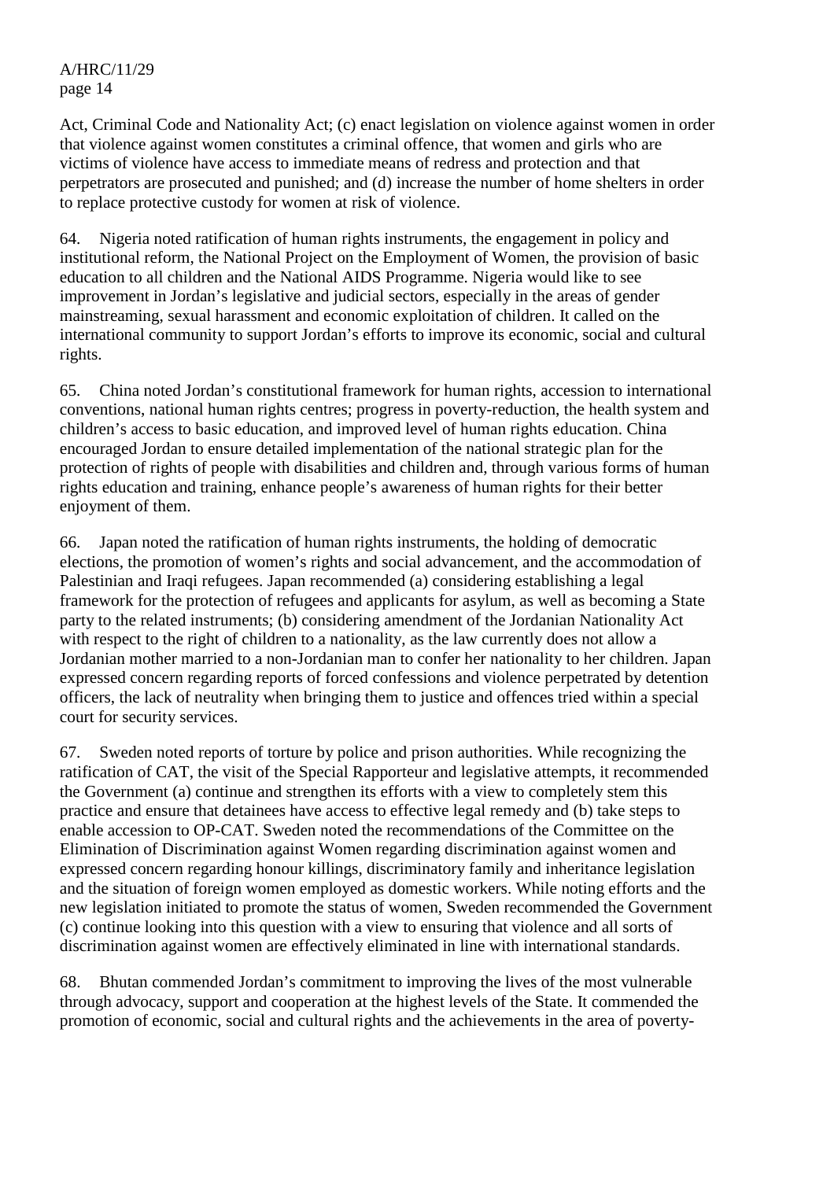Act, Criminal Code and Nationality Act; (c) enact legislation on violence against women in order that violence against women constitutes a criminal offence, that women and girls who are victims of violence have access to immediate means of redress and protection and that perpetrators are prosecuted and punished; and (d) increase the number of home shelters in order to replace protective custody for women at risk of violence.

64. Nigeria noted ratification of human rights instruments, the engagement in policy and institutional reform, the National Project on the Employment of Women, the provision of basic education to all children and the National AIDS Programme. Nigeria would like to see improvement in Jordan's legislative and judicial sectors, especially in the areas of gender mainstreaming, sexual harassment and economic exploitation of children. It called on the international community to support Jordan's efforts to improve its economic, social and cultural rights.

65. China noted Jordan's constitutional framework for human rights, accession to international conventions, national human rights centres; progress in poverty-reduction, the health system and children's access to basic education, and improved level of human rights education. China encouraged Jordan to ensure detailed implementation of the national strategic plan for the protection of rights of people with disabilities and children and, through various forms of human rights education and training, enhance people's awareness of human rights for their better enjoyment of them.

66. Japan noted the ratification of human rights instruments, the holding of democratic elections, the promotion of women's rights and social advancement, and the accommodation of Palestinian and Iraqi refugees. Japan recommended (a) considering establishing a legal framework for the protection of refugees and applicants for asylum, as well as becoming a State party to the related instruments; (b) considering amendment of the Jordanian Nationality Act with respect to the right of children to a nationality, as the law currently does not allow a Jordanian mother married to a non-Jordanian man to confer her nationality to her children. Japan expressed concern regarding reports of forced confessions and violence perpetrated by detention officers, the lack of neutrality when bringing them to justice and offences tried within a special court for security services.

67. Sweden noted reports of torture by police and prison authorities. While recognizing the ratification of CAT, the visit of the Special Rapporteur and legislative attempts, it recommended the Government (a) continue and strengthen its efforts with a view to completely stem this practice and ensure that detainees have access to effective legal remedy and (b) take steps to enable accession to OP-CAT. Sweden noted the recommendations of the Committee on the Elimination of Discrimination against Women regarding discrimination against women and expressed concern regarding honour killings, discriminatory family and inheritance legislation and the situation of foreign women employed as domestic workers. While noting efforts and the new legislation initiated to promote the status of women, Sweden recommended the Government (c) continue looking into this question with a view to ensuring that violence and all sorts of discrimination against women are effectively eliminated in line with international standards.

68. Bhutan commended Jordan's commitment to improving the lives of the most vulnerable through advocacy, support and cooperation at the highest levels of the State. It commended the promotion of economic, social and cultural rights and the achievements in the area of poverty-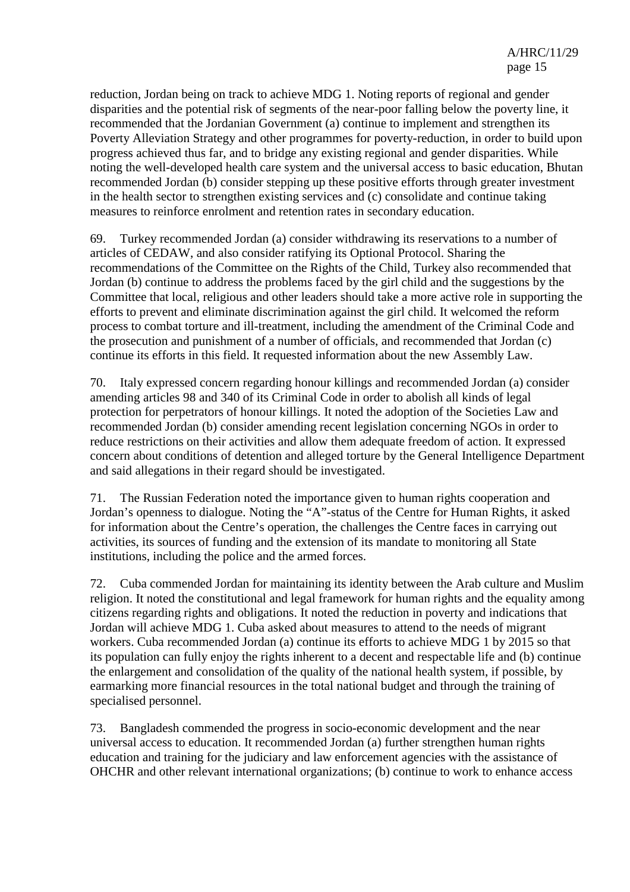reduction, Jordan being on track to achieve MDG 1. Noting reports of regional and gender disparities and the potential risk of segments of the near-poor falling below the poverty line, it recommended that the Jordanian Government (a) continue to implement and strengthen its Poverty Alleviation Strategy and other programmes for poverty-reduction, in order to build upon progress achieved thus far, and to bridge any existing regional and gender disparities. While noting the well-developed health care system and the universal access to basic education, Bhutan recommended Jordan (b) consider stepping up these positive efforts through greater investment in the health sector to strengthen existing services and (c) consolidate and continue taking measures to reinforce enrolment and retention rates in secondary education.

69. Turkey recommended Jordan (a) consider withdrawing its reservations to a number of articles of CEDAW, and also consider ratifying its Optional Protocol. Sharing the recommendations of the Committee on the Rights of the Child, Turkey also recommended that Jordan (b) continue to address the problems faced by the girl child and the suggestions by the Committee that local, religious and other leaders should take a more active role in supporting the efforts to prevent and eliminate discrimination against the girl child. It welcomed the reform process to combat torture and ill-treatment, including the amendment of the Criminal Code and the prosecution and punishment of a number of officials, and recommended that Jordan (c) continue its efforts in this field. It requested information about the new Assembly Law.

70. Italy expressed concern regarding honour killings and recommended Jordan (a) consider amending articles 98 and 340 of its Criminal Code in order to abolish all kinds of legal protection for perpetrators of honour killings. It noted the adoption of the Societies Law and recommended Jordan (b) consider amending recent legislation concerning NGOs in order to reduce restrictions on their activities and allow them adequate freedom of action. It expressed concern about conditions of detention and alleged torture by the General Intelligence Department and said allegations in their regard should be investigated.

71. The Russian Federation noted the importance given to human rights cooperation and Jordan's openness to dialogue. Noting the "A"-status of the Centre for Human Rights, it asked for information about the Centre's operation, the challenges the Centre faces in carrying out activities, its sources of funding and the extension of its mandate to monitoring all State institutions, including the police and the armed forces.

72. Cuba commended Jordan for maintaining its identity between the Arab culture and Muslim religion. It noted the constitutional and legal framework for human rights and the equality among citizens regarding rights and obligations. It noted the reduction in poverty and indications that Jordan will achieve MDG 1. Cuba asked about measures to attend to the needs of migrant workers. Cuba recommended Jordan (a) continue its efforts to achieve MDG 1 by 2015 so that its population can fully enjoy the rights inherent to a decent and respectable life and (b) continue the enlargement and consolidation of the quality of the national health system, if possible, by earmarking more financial resources in the total national budget and through the training of specialised personnel.

73. Bangladesh commended the progress in socio-economic development and the near universal access to education. It recommended Jordan (a) further strengthen human rights education and training for the judiciary and law enforcement agencies with the assistance of OHCHR and other relevant international organizations; (b) continue to work to enhance access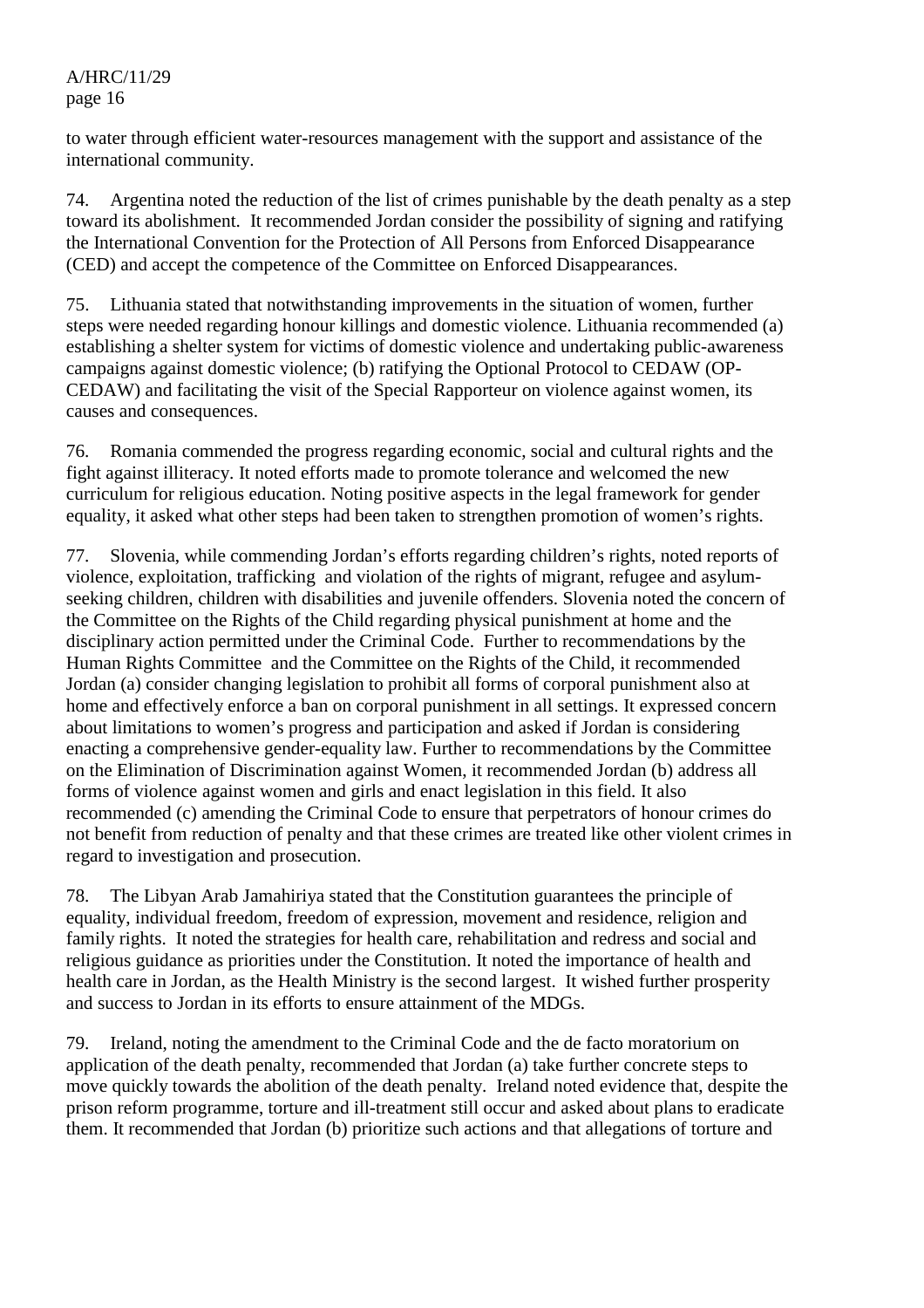to water through efficient water-resources management with the support and assistance of the international community.

74. Argentina noted the reduction of the list of crimes punishable by the death penalty as a step toward its abolishment. It recommended Jordan consider the possibility of signing and ratifying the International Convention for the Protection of All Persons from Enforced Disappearance (CED) and accept the competence of the Committee on Enforced Disappearances.

75. Lithuania stated that notwithstanding improvements in the situation of women, further steps were needed regarding honour killings and domestic violence. Lithuania recommended (a) establishing a shelter system for victims of domestic violence and undertaking public-awareness campaigns against domestic violence; (b) ratifying the Optional Protocol to CEDAW (OP-CEDAW) and facilitating the visit of the Special Rapporteur on violence against women, its causes and consequences.

76. Romania commended the progress regarding economic, social and cultural rights and the fight against illiteracy. It noted efforts made to promote tolerance and welcomed the new curriculum for religious education. Noting positive aspects in the legal framework for gender equality, it asked what other steps had been taken to strengthen promotion of women's rights.

77. Slovenia, while commending Jordan's efforts regarding children's rights, noted reports of violence, exploitation, trafficking and violation of the rights of migrant, refugee and asylum-seeking children, children with disabilities and juvenile offenders. Slovenia noted the concern of the Committee on the Rights of the Child regarding physical punishment at home and the disciplinary action permitted under the Criminal Code. Further to recommendations by the Human Rights Committee and the Committee on the Rights of the Child, it recommended Jordan (a) consider changing legislation to prohibit all forms of corporal punishment also at home and effectively enforce a ban on corporal punishment in all settings. It expressed concern about limitations to women's progress and participation and asked if Jordan is considering enacting a comprehensive gender-equality law. Further to recommendations by the Committee on the Elimination of Discrimination against Women, it recommended Jordan (b) address all forms of violence against women and girls and enact legislation in this field. It also recommended (c) amending the Criminal Code to ensure that perpetrators of honour crimes do not benefit from reduction of penalty and that these crimes are treated like other violent crimes in regard to investigation and prosecution.

78. The Libyan Arab Jamahiriya stated that the Constitution guarantees the principle of equality, individual freedom, freedom of expression, movement and residence, religion and family rights. It noted the strategies for health care, rehabilitation and redress and social and religious guidance as priorities under the Constitution. It noted the importance of health and health care in Jordan, as the Health Ministry is the second largest. It wished further prosperity and success to Jordan in its efforts to ensure attainment of the MDGs.

79. Ireland, noting the amendment to the Criminal Code and the de facto moratorium on application of the death penalty, recommended that Jordan (a) take further concrete steps to move quickly towards the abolition of the death penalty. Ireland noted evidence that, despite the prison reform programme, torture and ill-treatment still occur and asked about plans to eradicate them. It recommended that Jordan (b) prioritize such actions and that allegations of torture and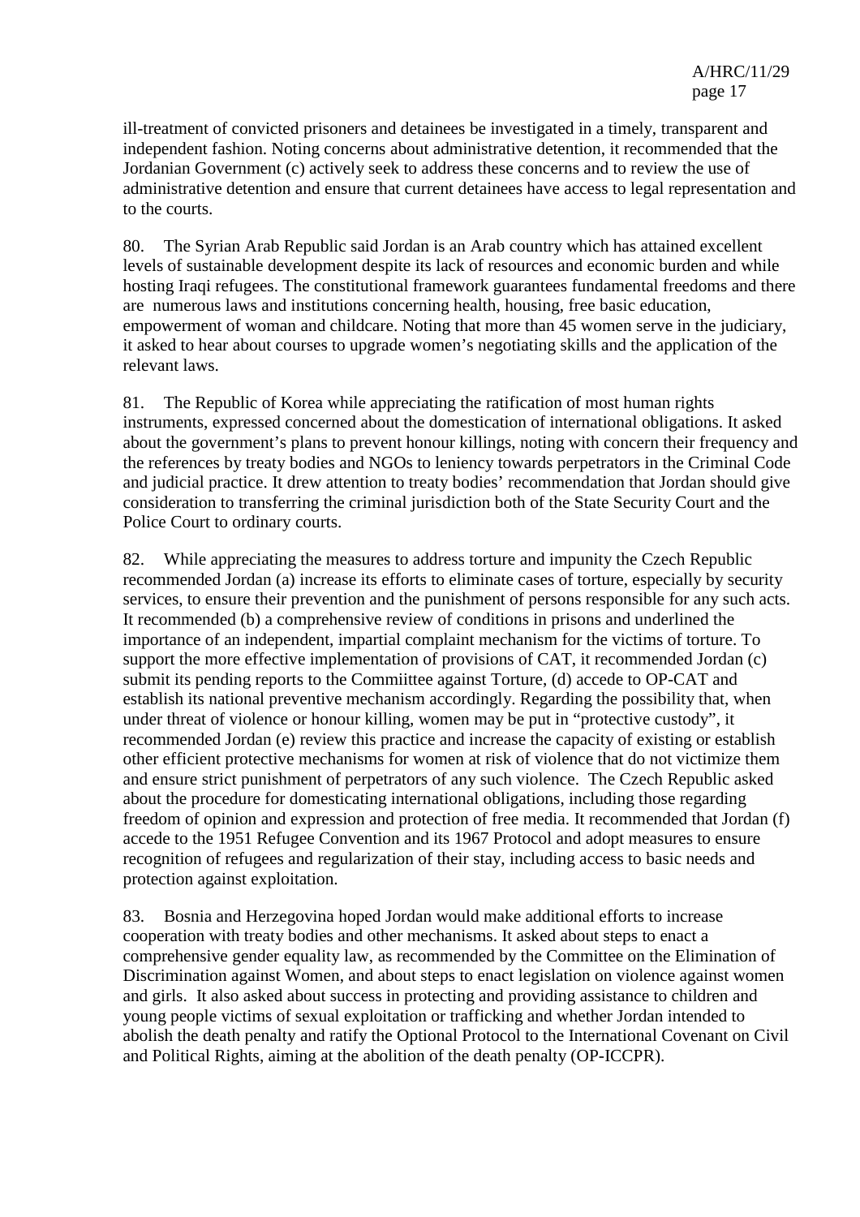ill-treatment of convicted prisoners and detainees be investigated in a timely, transparent and independent fashion. Noting concerns about administrative detention, it recommended that the Jordanian Government (c) actively seek to address these concerns and to review the use of administrative detention and ensure that current detainees have access to legal representation and to the courts.

80. The Syrian Arab Republic said Jordan is an Arab country which has attained excellent levels of sustainable development despite its lack of resources and economic burden and while hosting Iraqi refugees. The constitutional framework guarantees fundamental freedoms and there are numerous laws and institutions concerning health, housing, free basic education, empowerment of woman and childcare. Noting that more than 45 women serve in the judiciary, it asked to hear about courses to upgrade women's negotiating skills and the application of the relevant laws.

81. The Republic of Korea while appreciating the ratification of most human rights instruments, expressed concerned about the domestication of international obligations. It asked about the government's plans to prevent honour killings, noting with concern their frequency and the references by treaty bodies and NGOs to leniency towards perpetrators in the Criminal Code and judicial practice. It drew attention to treaty bodies' recommendation that Jordan should give consideration to transferring the criminal jurisdiction both of the State Security Court and the Police Court to ordinary courts.

82. While appreciating the measures to address torture and impunity the Czech Republic recommended Jordan (a) increase its efforts to eliminate cases of torture, especially by security services, to ensure their prevention and the punishment of persons responsible for any such acts. It recommended (b) a comprehensive review of conditions in prisons and underlined the importance of an independent, impartial complaint mechanism for the victims of torture. To support the more effective implementation of provisions of CAT, it recommended Jordan (c) submit its pending reports to the Commiittee against Torture, (d) accede to OP-CAT and establish its national preventive mechanism accordingly. Regarding the possibility that, when under threat of violence or honour killing, women may be put in "protective custody", it recommended Jordan (e) review this practice and increase the capacity of existing or establish other efficient protective mechanisms for women at risk of violence that do not victimize them and ensure strict punishment of perpetrators of any such violence. The Czech Republic asked about the procedure for domesticating international obligations, including those regarding freedom of opinion and expression and protection of free media. It recommended that Jordan (f) accede to the 1951 Refugee Convention and its 1967 Protocol and adopt measures to ensure recognition of refugees and regularization of their stay, including access to basic needs and protection against exploitation.

83. Bosnia and Herzegovina hoped Jordan would make additional efforts to increase cooperation with treaty bodies and other mechanisms. It asked about steps to enact a comprehensive gender equality law, as recommended by the Committee on the Elimination of Discrimination against Women, and about steps to enact legislation on violence against women and girls. It also asked about success in protecting and providing assistance to children and young people victims of sexual exploitation or trafficking and whether Jordan intended to abolish the death penalty and ratify the Optional Protocol to the International Covenant on Civil and Political Rights, aiming at the abolition of the death penalty (OP-ICCPR).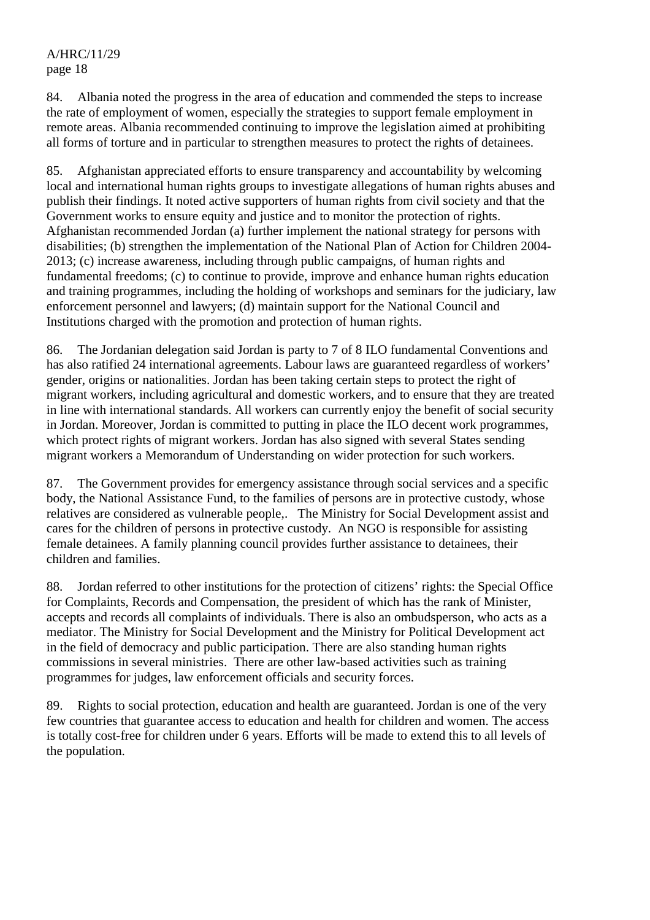84. Albania noted the progress in the area of education and commended the steps to increase the rate of employment of women, especially the strategies to support female employment in remote areas. Albania recommended continuing to improve the legislation aimed at prohibiting all forms of torture and in particular to strengthen measures to protect the rights of detainees.

85. Afghanistan appreciated efforts to ensure transparency and accountability by welcoming local and international human rights groups to investigate allegations of human rights abuses and publish their findings. It noted active supporters of human rights from civil society and that the Government works to ensure equity and justice and to monitor the protection of rights. Afghanistan recommended Jordan (a) further implement the national strategy for persons with disabilities; (b) strengthen the implementation of the National Plan of Action for Children 2004-2013; (c) increase awareness, including through public campaigns, of human rights and fundamental freedoms; (c) to continue to provide, improve and enhance human rights education and training programmes, including the holding of workshops and seminars for the judiciary, law enforcement personnel and lawyers; (d) maintain support for the National Council and Institutions charged with the promotion and protection of human rights.

86. The Jordanian delegation said Jordan is party to 7 of 8 ILO fundamental Conventions and has also ratified 24 international agreements. Labour laws are guaranteed regardless of workers' gender, origins or nationalities. Jordan has been taking certain steps to protect the right of migrant workers, including agricultural and domestic workers, and to ensure that they are treated in line with international standards. All workers can currently enjoy the benefit of social security in Jordan. Moreover, Jordan is committed to putting in place the ILO decent work programmes, which protect rights of migrant workers. Jordan has also signed with several States sending migrant workers a Memorandum of Understanding on wider protection for such workers.

87. The Government provides for emergency assistance through social services and a specific body, the National Assistance Fund, to the families of persons are in protective custody, whose relatives are considered as vulnerable people,. The Ministry for Social Development assist and cares for the children of persons in protective custody. An NGO is responsible for assisting female detainees. A family planning council provides further assistance to detainees, their children and families.

88. Jordan referred to other institutions for the protection of citizens' rights: the Special Office for Complaints, Records and Compensation, the president of which has the rank of Minister, accepts and records all complaints of individuals. There is also an ombudsperson, who acts as a mediator. The Ministry for Social Development and the Ministry for Political Development act in the field of democracy and public participation. There are also standing human rights commissions in several ministries. There are other law-based activities such as training programmes for judges, law enforcement officials and security forces.

89. Rights to social protection, education and health are guaranteed. Jordan is one of the very few countries that guarantee access to education and health for children and women. The access is totally cost-free for children under 6 years. Efforts will be made to extend this to all levels of the population.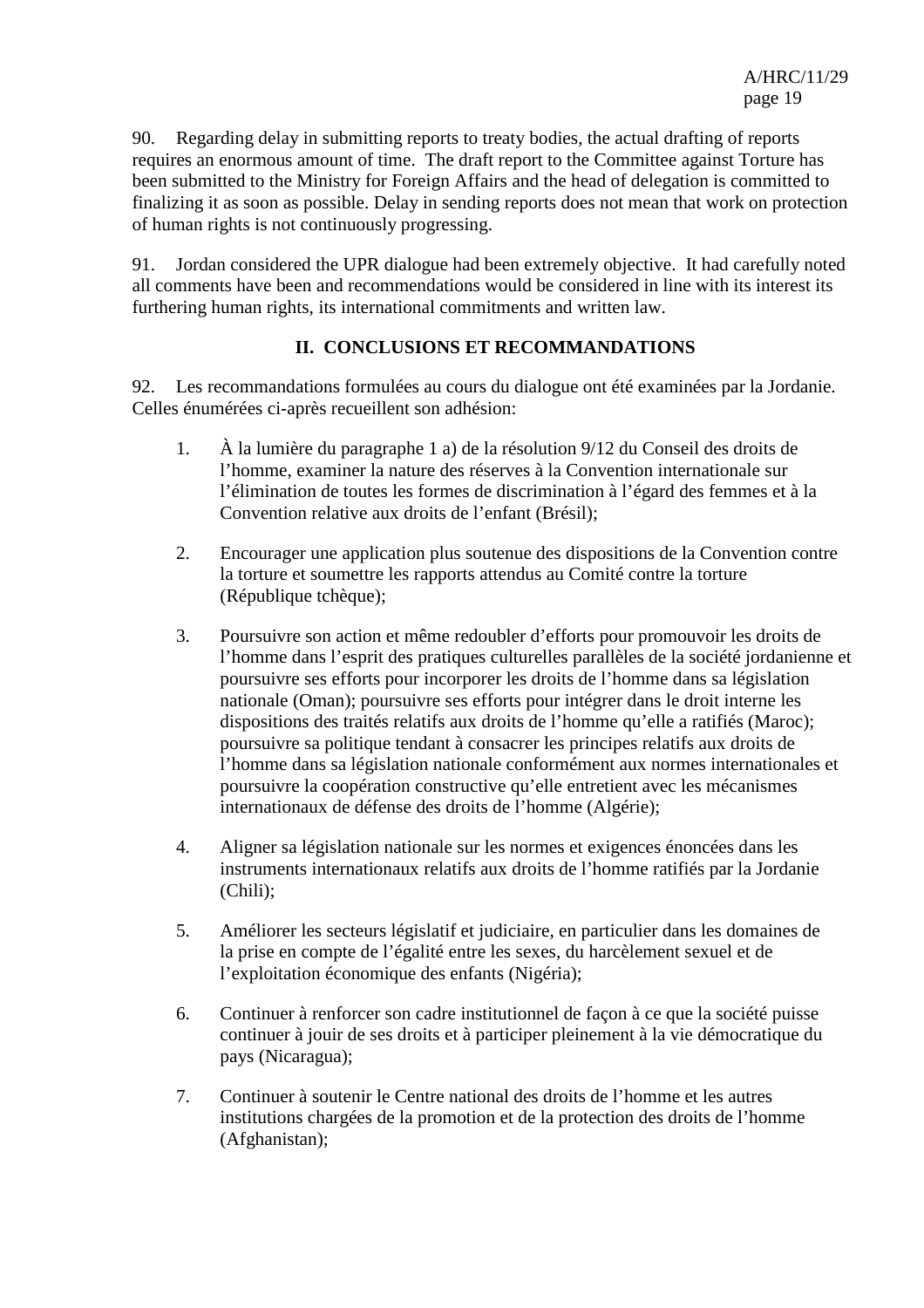90. Regarding delay in submitting reports to treaty bodies, the actual drafting of reports requires an enormous amount of time. The draft report to the Committee against Torture has been submitted to the Ministry for Foreign Affairs and the head of delegation is committed to finalizing it as soon as possible. Delay in sending reports does not mean that work on protection of human rights is not continuously progressing.

91. Jordan considered the UPR dialogue had been extremely objective. It had carefully noted all comments have been and recommendations would be considered in line with its interest its furthering human rights, its international commitments and written law.

## II. CONCLUSIONS ET RECOMMANDATIONS

92. Les recommandations formulées au cours du dialogue ont été examinées par la Jordanie. Celles énumérées ci-après recueillent son adhésion:

1. À la lumière du paragraphe 1 a) de la résolution 9/12 du Conseil des droits de l'homme, examiner la nature des réserves à la Convention internationale sur l'élimination de toutes les formes de discrimination à l'égard des femmes et à la Convention relative aux droits de l'enfant (Brésil);

2. Encourager une application plus soutenue des dispositions de la Convention contre la torture et soumettre les rapports attendus au Comité contre la torture (République tchèque);

3. Poursuivre son action et même redoubler d'efforts pour promouvoir les droits de l'homme dans l'esprit des pratiques culturelles parallèles de la société jordanienne et poursuivre ses efforts pour incorporer les droits de l'homme dans sa législation nationale (Oman); poursuivre ses efforts pour intégrer dans le droit interne les dispositions des traités relatifs aux droits de l'homme qu'elle a ratifiés (Maroc); poursuivre sa politique tendant à consacrer les principes relatifs aux droits de l'homme dans sa législation nationale conformément aux normes internationales et poursuivre la coopération constructive qu'elle entretient avec les mécanismes internationaux de défense des droits de l'homme (Algérie);

4. Aligner sa législation nationale sur les normes et exigences énoncées dans les instruments internationaux relatifs aux droits de l'homme ratifiés par la Jordanie (Chili);

5. Améliorer les secteurs législatif et judiciaire, en particulier dans les domaines de la prise en compte de l'égalité entre les sexes, du harcèlement sexuel et de l'exploitation économique des enfants (Nigéria);

6. Continuer à renforcer son cadre institutionnel de façon à ce que la société puisse continuer à jouir de ses droits et à participer pleinement à la vie démocratique du pays (Nicaragua);

7. Continuer à soutenir le Centre national des droits de l'homme et les autres institutions chargées de la promotion et de la protection des droits de l'homme (Afghanistan);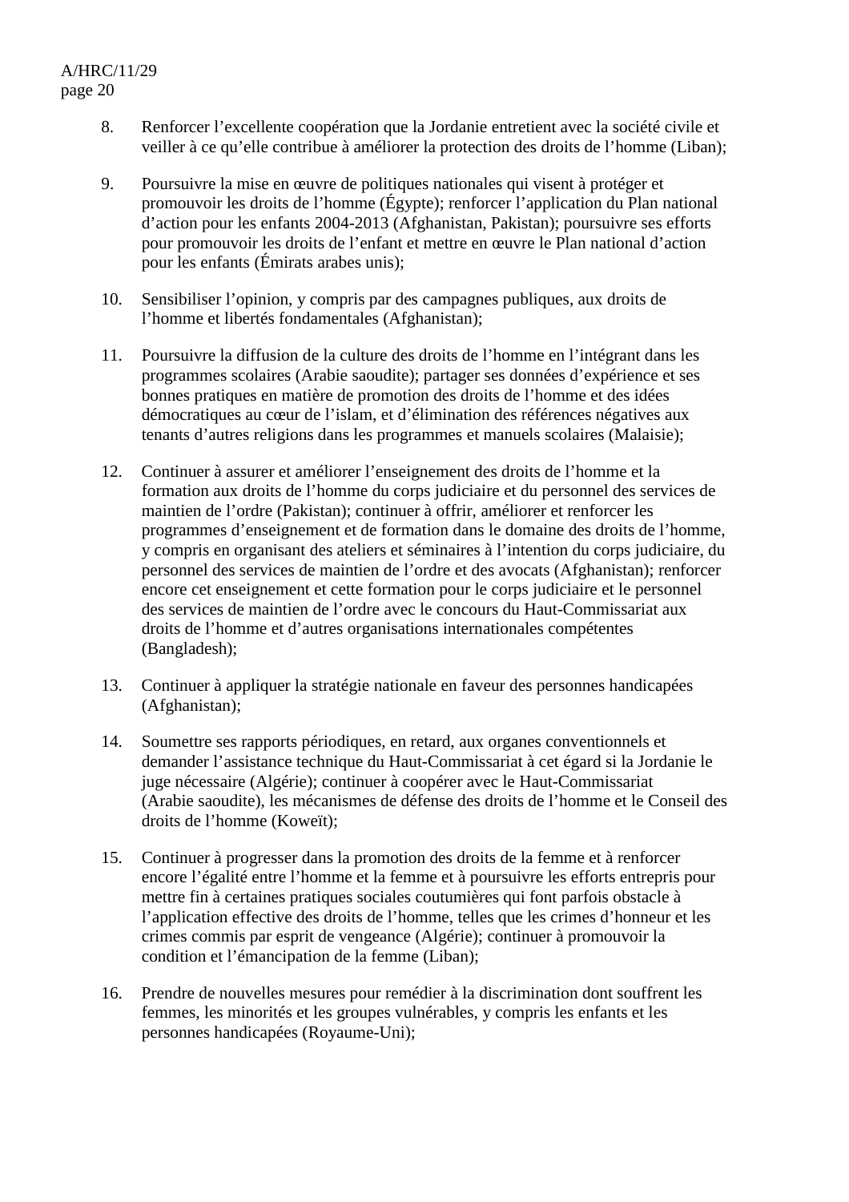8. Renforcer l'excellente coopération que la Jordanie entretient avec la société civile et veiller à ce qu'elle contribue à améliorer la protection des droits de l'homme (Liban);

9. Poursuivre la mise en œuvre de politiques nationales qui visent à protéger et promouvoir les droits de l'homme (Égypte); renforcer l'application du Plan national d'action pour les enfants 2004-2013 (Afghanistan, Pakistan); poursuivre ses efforts pour promouvoir les droits de l'enfant et mettre en œuvre le Plan national d'action pour les enfants (Émirats arabes unis);

10. Sensibiliser l'opinion, y compris par des campagnes publiques, aux droits de l'homme et libertés fondamentales (Afghanistan);

11. Poursuivre la diffusion de la culture des droits de l'homme en l'intégrant dans les programmes scolaires (Arabie saoudite); partager ses données d'expérience et ses bonnes pratiques en matière de promotion des droits de l'homme et des idées démocratiques au cœur de l'islam, et d'élimination des références négatives aux tenants d'autres religions dans les programmes et manuels scolaires (Malaisie);

12. Continuer à assurer et améliorer l'enseignement des droits de l'homme et la formation aux droits de l'homme du corps judiciaire et du personnel des services de maintien de l'ordre (Pakistan); continuer à offrir, améliorer et renforcer les programmes d'enseignement et de formation dans le domaine des droits de l'homme, y compris en organisant des ateliers et séminaires à l'intention du corps judiciaire, du personnel des services de maintien de l'ordre et des avocats (Afghanistan); renforcer encore cet enseignement et cette formation pour le corps judiciaire et le personnel des services de maintien de l'ordre avec le concours du Haut-Commissariat aux droits de l'homme et d'autres organisations internationales compétentes (Bangladesh);

13. Continuer à appliquer la stratégie nationale en faveur des personnes handicapées (Afghanistan);

14. Soumettre ses rapports périodiques, en retard, aux organes conventionnels et demander l'assistance technique du Haut-Commissariat à cet égard si la Jordanie le juge nécessaire (Algérie); continuer à coopérer avec le Haut-Commissariat (Arabie saoudite), les mécanismes de défense des droits de l'homme et le Conseil des droits de l'homme (Koweït);

15. Continuer à progresser dans la promotion des droits de la femme et à renforcer encore l'égalité entre l'homme et la femme et à poursuivre les efforts entrepris pour mettre fin à certaines pratiques sociales coutumières qui font parfois obstacle à l'application effective des droits de l'homme, telles que les crimes d'honneur et les crimes commis par esprit de vengeance (Algérie); continuer à promouvoir la condition et l'émancipation de la femme (Liban);

16. Prendre de nouvelles mesures pour remédier à la discrimination dont souffrent les femmes, les minorités et les groupes vulnérables, y compris les enfants et les personnes handicapées (Royaume-Uni);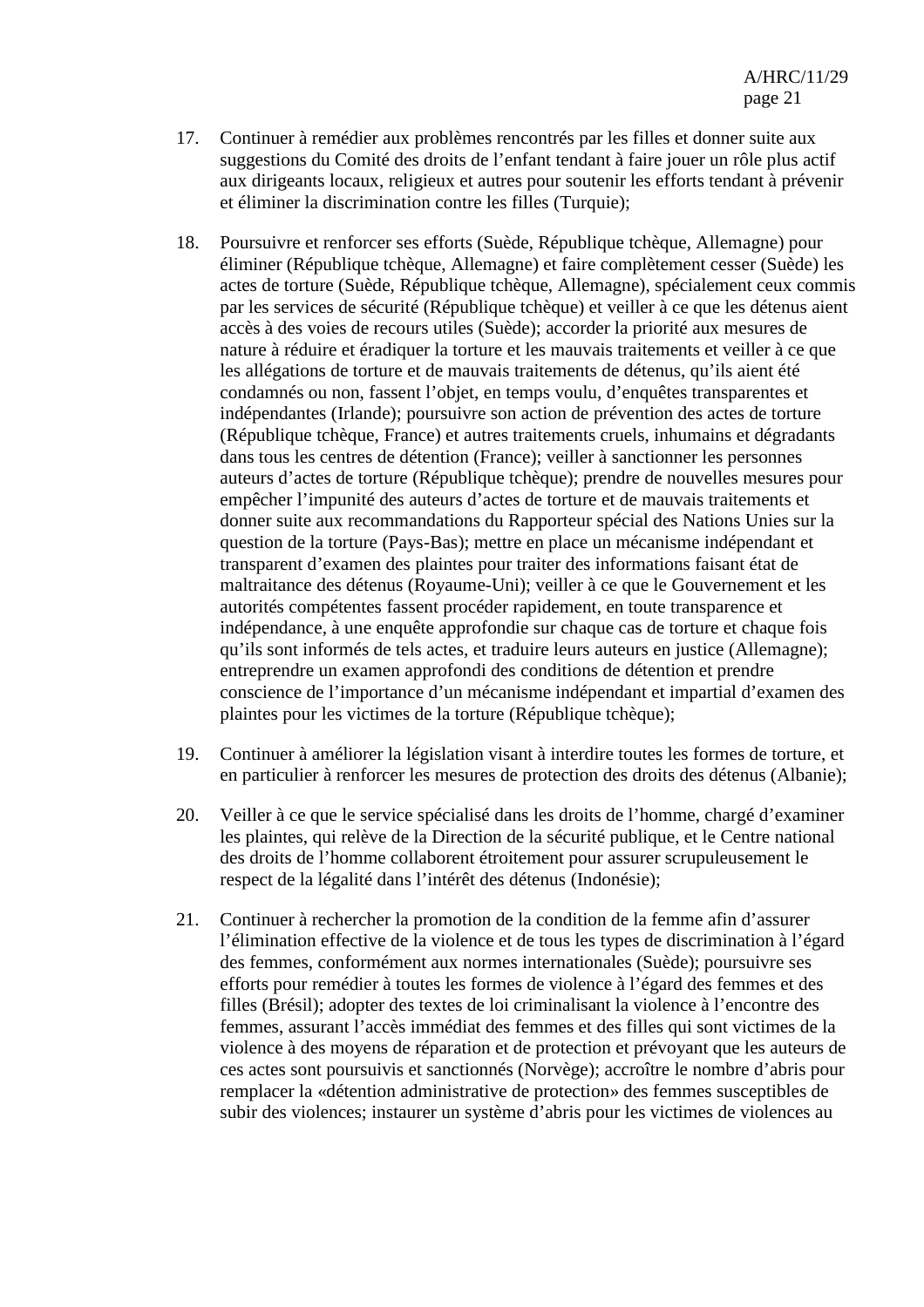17. Continuer à remédier aux problèmes rencontrés par les filles et donner suite aux suggestions du Comité des droits de l'enfant tendant à faire jouer un rôle plus actif aux dirigeants locaux, religieux et autres pour soutenir les efforts tendant à prévenir et éliminer la discrimination contre les filles (Turquie);

18. Poursuivre et renforcer ses efforts (Suède, République tchèque, Allemagne) pour éliminer (République tchèque, Allemagne) et faire complètement cesser (Suède) les actes de torture (Suède, République tchèque, Allemagne), spécialement ceux commis par les services de sécurité (République tchèque) et veiller à ce que les détenus aient accès à des voies de recours utiles (Suède); accorder la priorité aux mesures de nature à réduire et éradiquer la torture et les mauvais traitements et veiller à ce que les allégations de torture et de mauvais traitements de détenus, qu'ils aient été condamnés ou non, fassent l'objet, en temps voulu, d'enquêtes transparentes et indépendantes (Irlande); poursuivre son action de prévention des actes de torture (République tchèque, France) et autres traitements cruels, inhumains et dégradants dans tous les centres de détention (France); veiller à sanctionner les personnes auteurs d'actes de torture (République tchèque); prendre de nouvelles mesures pour empêcher l'impunité des auteurs d'actes de torture et de mauvais traitements et donner suite aux recommandations du Rapporteur spécial des Nations Unies sur la question de la torture (Pays-Bas); mettre en place un mécanisme indépendant et transparent d'examen des plaintes pour traiter des informations faisant état de maltraitance des détenus (Royaume-Uni); veiller à ce que le Gouvernement et les autorités compétentes fassent procéder rapidement, en toute transparence et indépendance, à une enquête approfondie sur chaque cas de torture et chaque fois qu'ils sont informés de tels actes, et traduire leurs auteurs en justice (Allemagne); entreprendre un examen approfondi des conditions de détention et prendre conscience de l'importance d'un mécanisme indépendant et impartial d'examen des plaintes pour les victimes de la torture (République tchèque);

19. Continuer à améliorer la législation visant à interdire toutes les formes de torture, et en particulier à renforcer les mesures de protection des droits des détenus (Albanie);

20. Veiller à ce que le service spécialisé dans les droits de l'homme, chargé d'examiner les plaintes, qui relève de la Direction de la sécurité publique, et le Centre national des droits de l'homme collaborent étroitement pour assurer scrupuleusement le respect de la légalité dans l'intérêt des détenus (Indonésie);

21. Continuer à rechercher la promotion de la condition de la femme afin d'assurer l'élimination effective de la violence et de tous les types de discrimination à l'égard des femmes, conformément aux normes internationales (Suède); poursuivre ses efforts pour remédier à toutes les formes de violence à l'égard des femmes et des filles (Brésil); adopter des textes de loi criminalisant la violence à l'encontre des femmes, assurant l'accès immédiat des femmes et des filles qui sont victimes de la violence à des moyens de réparation et de protection et prévoyant que les auteurs de ces actes sont poursuivis et sanctionnés (Norvège); accroître le nombre d'abris pour remplacer la «détention administrative de protection» des femmes susceptibles de subir des violences; instaurer un système d'abris pour les victimes de violences au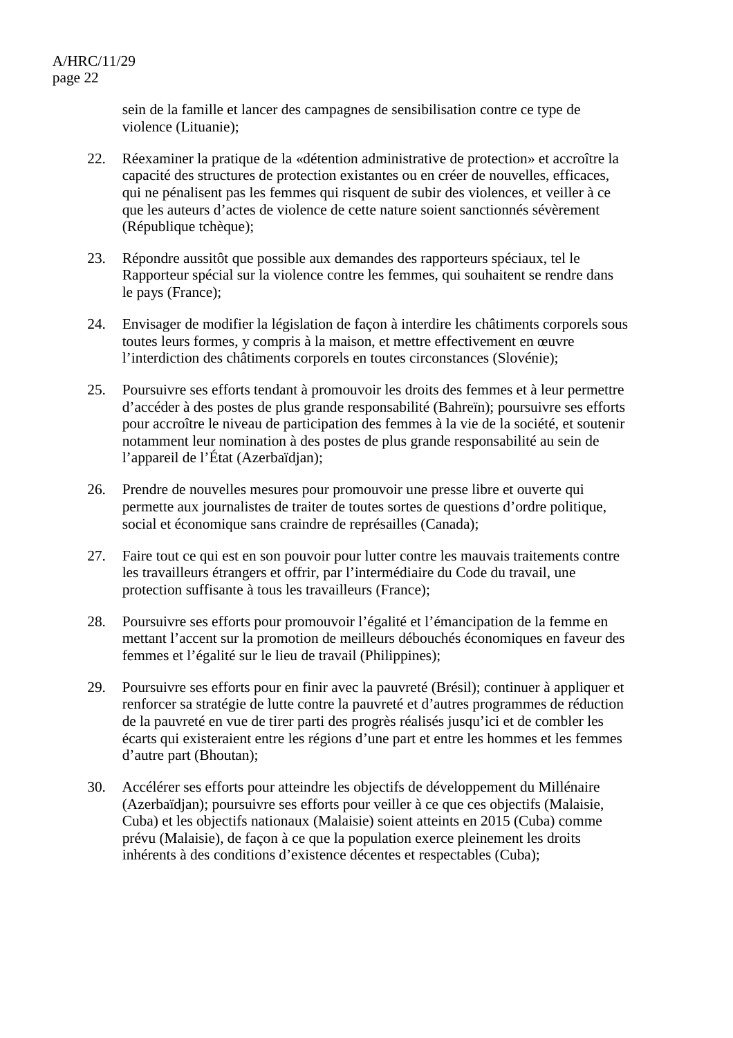sein de la famille et lancer des campagnes de sensibilisation contre ce type de violence (Lituanie);

22. Réexaminer la pratique de la «détention administrative de protection» et accroître la capacité des structures de protection existantes ou en créer de nouvelles, efficaces, qui ne pénalisent pas les femmes qui risquent de subir des violences, et veiller à ce que les auteurs d'actes de violence de cette nature soient sanctionnés sévèrement (République tchèque);

23. Répondre aussitôt que possible aux demandes des rapporteurs spéciaux, tel le Rapporteur spécial sur la violence contre les femmes, qui souhaitent se rendre dans le pays (France);

24. Envisager de modifier la législation de façon à interdire les châtiments corporels sous toutes leurs formes, y compris à la maison, et mettre effectivement en œuvre l'interdiction des châtiments corporels en toutes circonstances (Slovénie);

25. Poursuivre ses efforts tendant à promouvoir les droits des femmes et à leur permettre d'accéder à des postes de plus grande responsabilité (Bahreïn); poursuivre ses efforts pour accroître le niveau de participation des femmes à la vie de la société, et soutenir notamment leur nomination à des postes de plus grande responsabilité au sein de l'appareil de l'État (Azerbaïdjan);

26. Prendre de nouvelles mesures pour promouvoir une presse libre et ouverte qui permette aux journalistes de traiter de toutes sortes de questions d'ordre politique, social et économique sans craindre de représailles (Canada);

27. Faire tout ce qui est en son pouvoir pour lutter contre les mauvais traitements contre les travailleurs étrangers et offrir, par l'intermédiaire du Code du travail, une protection suffisante à tous les travailleurs (France);

28. Poursuivre ses efforts pour promouvoir l'égalité et l'émancipation de la femme en mettant l'accent sur la promotion de meilleurs débouchés économiques en faveur des femmes et l'égalité sur le lieu de travail (Philippines);

29. Poursuivre ses efforts pour en finir avec la pauvreté (Brésil); continuer à appliquer et renforcer sa stratégie de lutte contre la pauvreté et d'autres programmes de réduction de la pauvreté en vue de tirer parti des progrès réalisés jusqu'ici et de combler les écarts qui existeraient entre les régions d'une part et entre les hommes et les femmes d'autre part (Bhoutan);

30. Accélérer ses efforts pour atteindre les objectifs de développement du Millénaire (Azerbaïdjan); poursuivre ses efforts pour veiller à ce que ces objectifs (Malaisie, Cuba) et les objectifs nationaux (Malaisie) soient atteints en 2015 (Cuba) comme prévu (Malaisie), de façon à ce que la population exerce pleinement les droits inhérents à des conditions d'existence décentes et respectables (Cuba);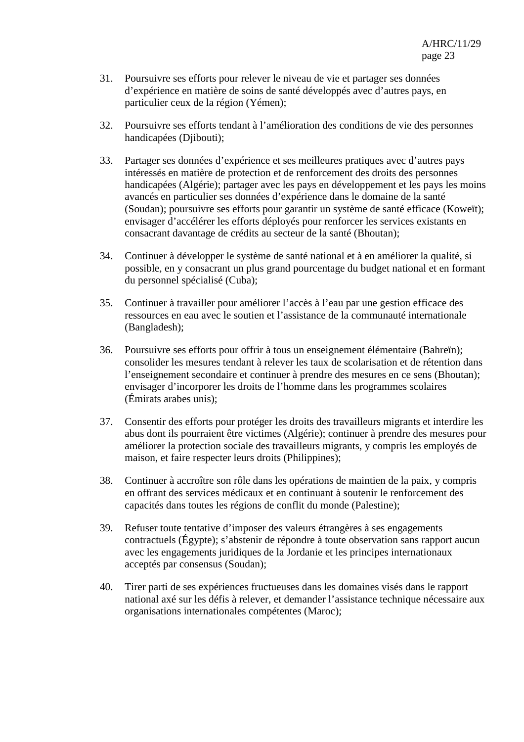31. Poursuivre ses efforts pour relever le niveau de vie et partager ses données d’expérience en matière de soins de santé développés avec d’autres pays, en particulier ceux de la région (Yémen);

32. Poursuivre ses efforts tendant à l’amélioration des conditions de vie des personnes handicapées (Djibouti);

33. Partager ses données d’expérience et ses meilleures pratiques avec d’autres pays intéressés en matière de protection et de renforcement des droits des personnes handicapées (Algérie); partager avec les pays en développement et les pays les moins avancés en particulier ses données d’expérience dans le domaine de la santé (Soudan); poursuivre ses efforts pour garantir un système de santé efficace (Koweït); envisager d’accélérer les efforts déployés pour renforcer les services existants en consacrant davantage de crédits au secteur de la santé (Bhoutan);

34. Continuer à développer le système de santé national et à en améliorer la qualité, si possible, en y consacrant un plus grand pourcentage du budget national et en formant du personnel spécialisé (Cuba);

35. Continuer à travailler pour améliorer l’accès à l’eau par une gestion efficace des ressources en eau avec le soutien et l’assistance de la communauté internationale (Bangladesh);

36. Poursuivre ses efforts pour offrir à tous un enseignement élémentaire (Bahreïn); consolider les mesures tendant à relever les taux de scolarisation et de rétention dans l’enseignement secondaire et continuer à prendre des mesures en ce sens (Bhoutan); envisager d’incorporer les droits de l’homme dans les programmes scolaires (Émirats arabes unis);

37. Consentir des efforts pour protéger les droits des travailleurs migrants et interdire les abus dont ils pourraient être victimes (Algérie); continuer à prendre des mesures pour améliorer la protection sociale des travailleurs migrants, y compris les employés de maison, et faire respecter leurs droits (Philippines);

38. Continuer à accroître son rôle dans les opérations de maintien de la paix, y compris en offrant des services médicaux et en continuant à soutenir le renforcement des capacités dans toutes les régions de conflit du monde (Palestine);

39. Refuser toute tentative d’imposer des valeurs étrangères à ses engagements contractuels (Égypte); s’abstenir de répondre à toute observation sans rapport aucun avec les engagements juridiques de la Jordanie et les principes internationaux acceptés par consensus (Soudan);

40. Tirer parti de ses expériences fructueuses dans les domaines visés dans le rapport national axé sur les défis à relever, et demander l’assistance technique nécessaire aux organisations internationales compétentes (Maroc);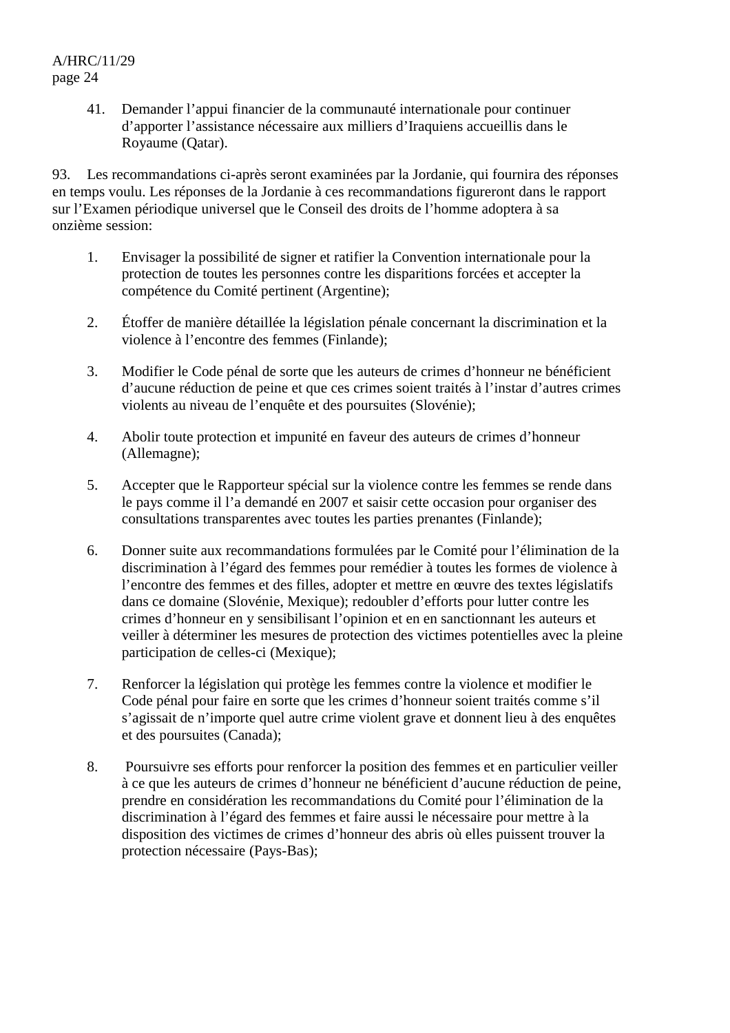41. Demander l'appui financier de la communauté internationale pour continuer d'apporter l'assistance nécessaire aux milliers d'Iraquiens accueillis dans le Royaume (Qatar).

93. Les recommandations ci-après seront examinées par la Jordanie, qui fournira des réponses en temps voulu. Les réponses de la Jordanie à ces recommandations figureront dans le rapport sur l'Examen périodique universel que le Conseil des droits de l'homme adoptera à sa onzième session:

1. Envisager la possibilité de signer et ratifier la Convention internationale pour la protection de toutes les personnes contre les disparitions forcées et accepter la compétence du Comité pertinent (Argentine);

2. Étoffer de manière détaillée la législation pénale concernant la discrimination et la violence à l'encontre des femmes (Finlande);

3. Modifier le Code pénal de sorte que les auteurs de crimes d'honneur ne bénéficient d'aucune réduction de peine et que ces crimes soient traités à l'instar d'autres crimes violents au niveau de l'enquête et des poursuites (Slovénie);

4. Abolir toute protection et impunité en faveur des auteurs de crimes d'honneur (Allemagne);

5. Accepter que le Rapporteur spécial sur la violence contre les femmes se rende dans le pays comme il l'a demandé en 2007 et saisir cette occasion pour organiser des consultations transparentes avec toutes les parties prenantes (Finlande);

6. Donner suite aux recommandations formulées par le Comité pour l'élimination de la discrimination à l'égard des femmes pour remédier à toutes les formes de violence à l'encontre des femmes et des filles, adopter et mettre en œuvre des textes législatifs dans ce domaine (Slovénie, Mexique); redoubler d'efforts pour lutter contre les crimes d'honneur en y sensibilisant l'opinion et en en sanctionnant les auteurs et veiller à déterminer les mesures de protection des victimes potentielles avec la pleine participation de celles-ci (Mexique);

7. Renforcer la législation qui protège les femmes contre la violence et modifier le Code pénal pour faire en sorte que les crimes d'honneur soient traités comme s'il s'agissait de n'importe quel autre crime violent grave et donnent lieu à des enquêtes et des poursuites (Canada);

8. Poursuivre ses efforts pour renforcer la position des femmes et en particulier veiller à ce que les auteurs de crimes d'honneur ne bénéficient d'aucune réduction de peine, prendre en considération les recommandations du Comité pour l'élimination de la discrimination à l'égard des femmes et faire aussi le nécessaire pour mettre à la disposition des victimes de crimes d'honneur des abris où elles puissent trouver la protection nécessaire (Pays-Bas);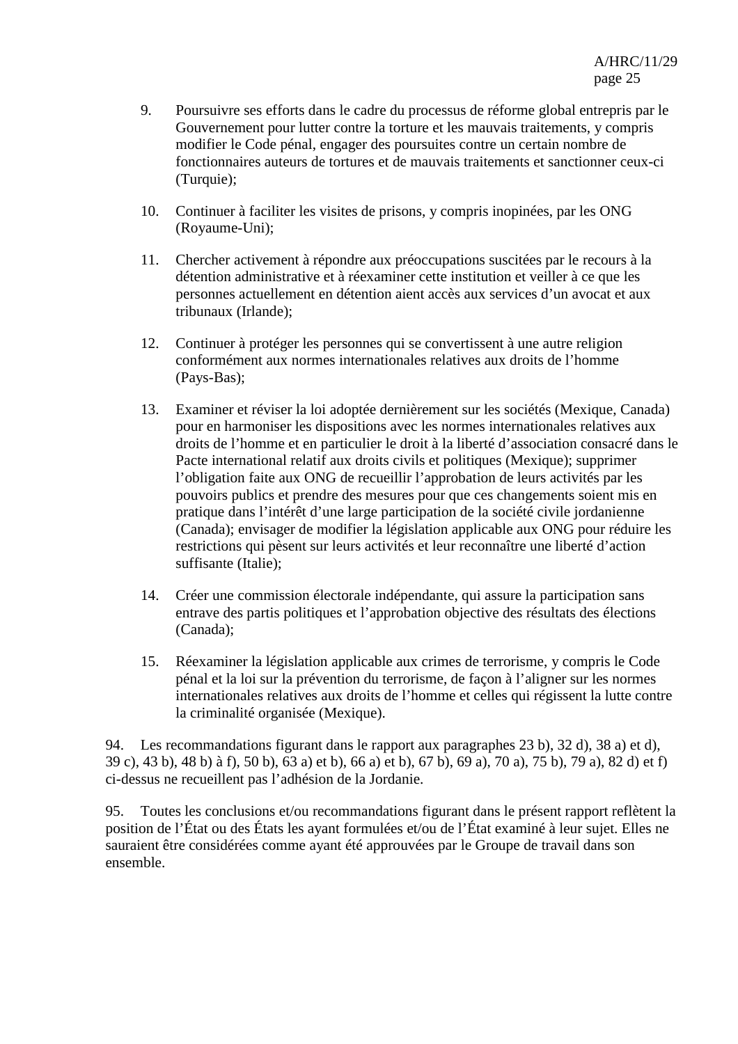9. Poursuivre ses efforts dans le cadre du processus de réforme global entrepris par le Gouvernement pour lutter contre la torture et les mauvais traitements, y compris modifier le Code pénal, engager des poursuites contre un certain nombre de fonctionnaires auteurs de tortures et de mauvais traitements et sanctionner ceux-ci (Turquie);

10. Continuer à faciliter les visites de prisons, y compris inopinées, par les ONG (Royaume-Uni);

11. Chercher activement à répondre aux préoccupations suscitées par le recours à la détention administrative et à réexaminer cette institution et veiller à ce que les personnes actuellement en détention aient accès aux services d'un avocat et aux tribunaux (Irlande);

12. Continuer à protéger les personnes qui se convertissent à une autre religion conformément aux normes internationales relatives aux droits de l'homme (Pays-Bas);

13. Examiner et réviser la loi adoptée dernièrement sur les sociétés (Mexique, Canada) pour en harmoniser les dispositions avec les normes internationales relatives aux droits de l'homme et en particulier le droit à la liberté d'association consacré dans le Pacte international relatif aux droits civils et politiques (Mexique); supprimer l'obligation faite aux ONG de recueillir l'approbation de leurs activités par les pouvoirs publics et prendre des mesures pour que ces changements soient mis en pratique dans l'intérêt d'une large participation de la société civile jordanienne (Canada); envisager de modifier la législation applicable aux ONG pour réduire les restrictions qui pèsent sur leurs activités et leur reconnaître une liberté d'action suffisante (Italie);

14. Créer une commission électorale indépendante, qui assure la participation sans entrave des partis politiques et l'approbation objective des résultats des élections (Canada);

15. Réexaminer la législation applicable aux crimes de terrorisme, y compris le Code pénal et la loi sur la prévention du terrorisme, de façon à l'aligner sur les normes internationales relatives aux droits de l'homme et celles qui régissent la lutte contre la criminalité organisée (Mexique).

94. Les recommandations figurant dans le rapport aux paragraphes 23 b), 32 d), 38 a) et d), 39 c), 43 b), 48 b) à f), 50 b), 63 a) et b), 66 a) et b), 67 b), 69 a), 70 a), 75 b), 79 a), 82 d) et f) ci-dessus ne recueillent pas l'adhésion de la Jordanie.

95. Toutes les conclusions et/ou recommandations figurant dans le présent rapport reflètent la position de l'État ou des États les ayant formulées et/ou de l'État examiné à leur sujet. Elles ne sauraient être considérées comme ayant été approuvées par le Groupe de travail dans son ensemble.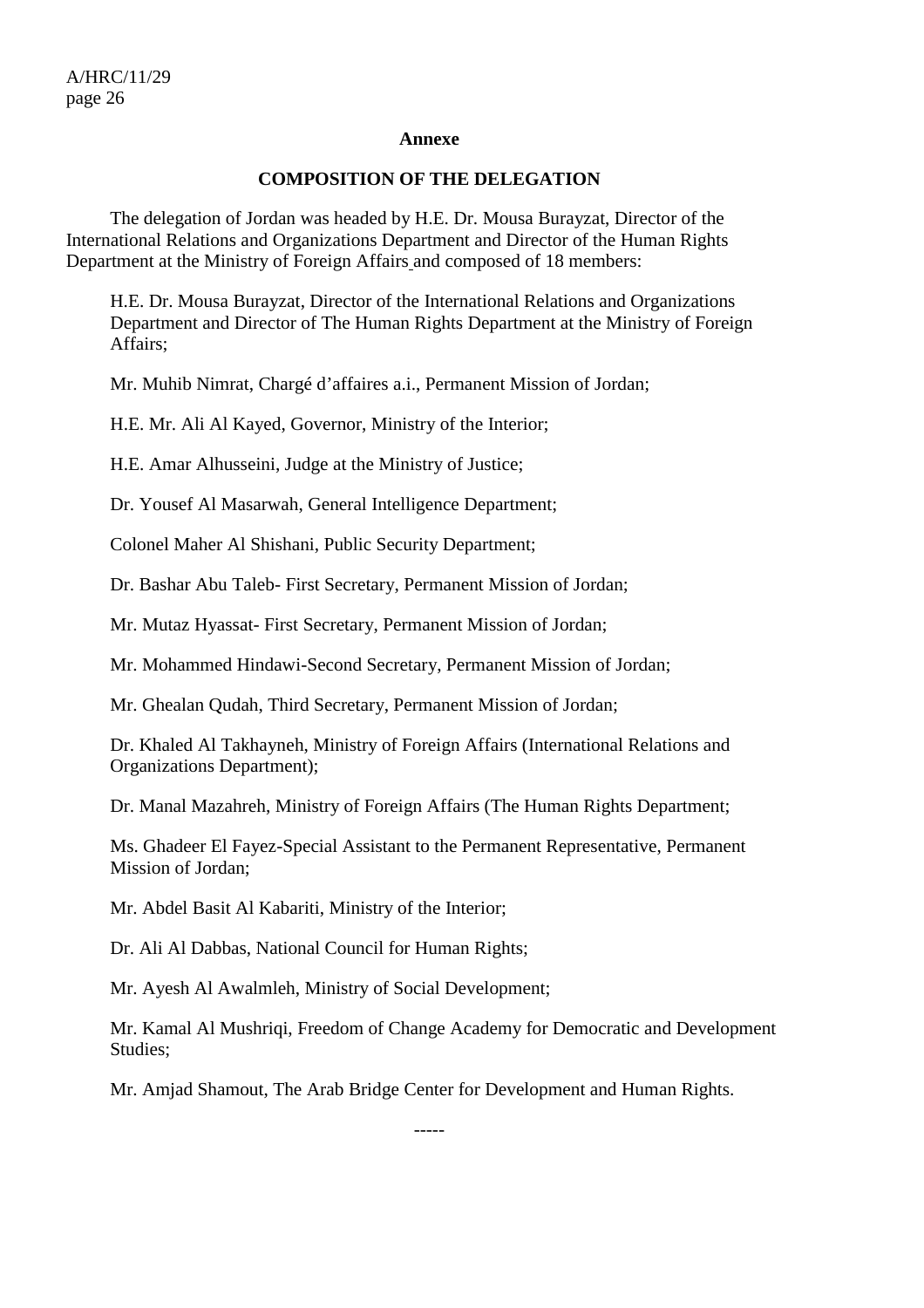**Annexe**

**COMPOSITION OF THE DELEGATION**

The delegation of Jordan was headed by H.E. Dr. Mousa Burayzat, Director of the International Relations and Organizations Department and Director of the Human Rights Department at the Ministry of Foreign Affairs and composed of 18 members:

H.E. Dr. Mousa Burayzat, Director of the International Relations and Organizations Department and Director of The Human Rights Department at the Ministry of Foreign Affairs;

Mr. Muhib Nimrat, Chargé d'affaires a.i., Permanent Mission of Jordan;

H.E. Mr. Ali Al Kayed, Governor, Ministry of the Interior;

H.E. Amar Alhusseini, Judge at the Ministry of Justice;

Dr. Yousef Al Masarwah, General Intelligence Department;

Colonel Maher Al Shishani, Public Security Department;

Dr. Bashar Abu Taleb- First Secretary, Permanent Mission of Jordan;

Mr. Mutaz Hyassat- First Secretary, Permanent Mission of Jordan;

Mr. Mohammed Hindawi-Second Secretary, Permanent Mission of Jordan;

Mr. Ghealan Qudah, Third Secretary, Permanent Mission of Jordan;

Dr. Khaled Al Takhayneh, Ministry of Foreign Affairs (International Relations and Organizations Department);

Dr. Manal Mazahreh, Ministry of Foreign Affairs (The Human Rights Department;

Ms. Ghadeer El Fayez-Special Assistant to the Permanent Representative, Permanent Mission of Jordan;

Mr. Abdel Basit Al Kabariti, Ministry of the Interior;

Dr. Ali Al Dabbas, National Council for Human Rights;

Mr. Ayesh Al Awalmleh, Ministry of Social Development;

Mr. Kamal Al Mushriqi, Freedom of Change Academy for Democratic and Development Studies;

Mr. Amjad Shamout, The Arab Bridge Center for Development and Human Rights.

-----